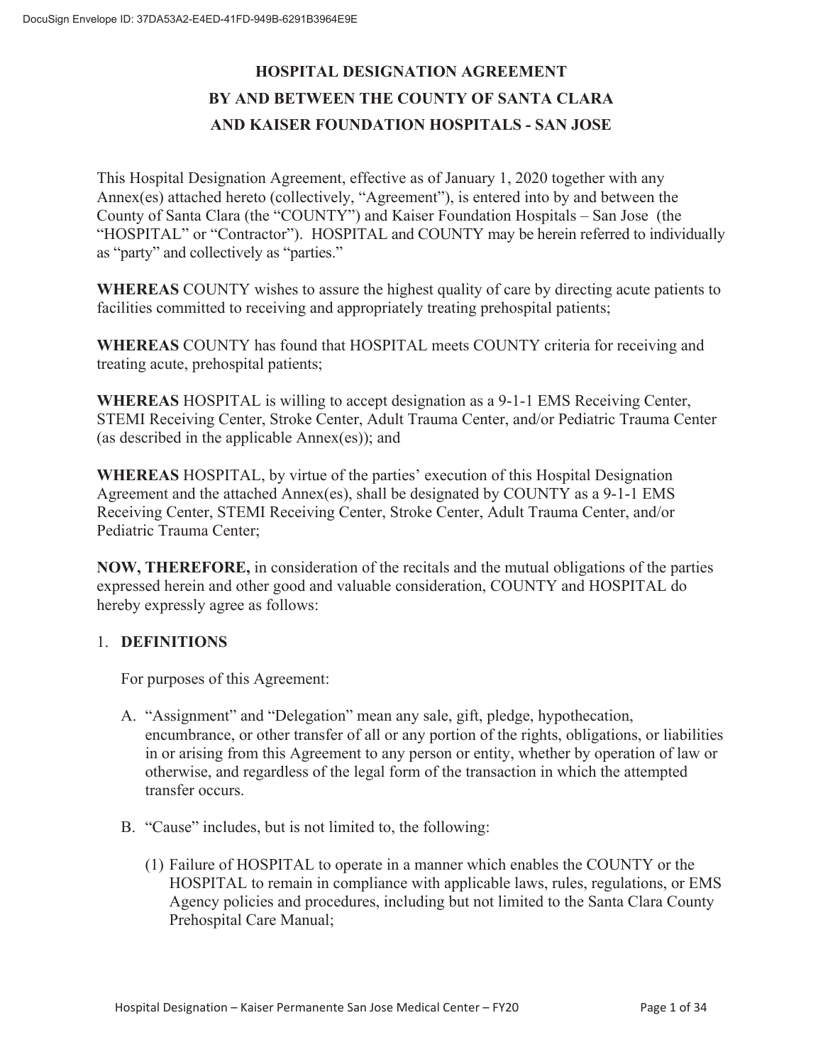# HOSPITAL DESIGNATION AGREEMENT BY AND BETWEEN THE COUNTY OF SANTA CLARA AND KAISER FOUNDATION HOSPITALS - SAN JOSE

This Hospital Designation Agreement, effective as of January 1, 2020 together with any Annex(es) attached hereto (collectively, "Agreement"), is entered into by and between the County of Santa Clara (the "COUNTY") and Kaiser Foundation Hospitals – San Jose (the "HOSPITAL" or "Contractor"). HOSPITAL and COUNTY may be herein referred to individually as "party" and collectively as "parties."

**WHEREAS** COUNTY wishes to assure the highest quality of care by directing acute patients to facilities committed to receiving and appropriately treating prehospital patients;

**WHEREAS** COUNTY has found that HOSPITAL meets COUNTY criteria for receiving and treating acute, prehospital patients;

**WHEREAS** HOSPITAL is willing to accept designation as a 9-1-1 EMS Receiving Center, STEMI Receiving Center, Stroke Center, Adult Trauma Center, and/or Pediatric Trauma Center (as described in the applicable Annex(es)); and

**WHEREAS** HOSPITAL, by virtue of the parties' execution of this Hospital Designation Agreement and the attached Annex(es), shall be designated by COUNTY as a 9-1-1 EMS Receiving Center, STEMI Receiving Center, Stroke Center, Adult Trauma Center, and/or Pediatric Trauma Center;

**NOW, THEREFORE,** in consideration of the recitals and the mutual obligations of the parties expressed herein and other good and valuable consideration, COUNTY and HOSPITAL do hereby expressly agree as follows:

## 1. DEFINITIONS

For purposes of this Agreement:

A. "Assignment" and "Delegation" mean any sale, gift, pledge, hypothecation, encumbrance, or other transfer of all or any portion of the rights, obligations, or liabilities in or arising from this Agreement to any person or entity, whether by operation of law or otherwise, and regardless of the legal form of the transaction in which the attempted transfer occurs.

B. "Cause" includes, but is not limited to, the following:

   (1) Failure of HOSPITAL to operate in a manner which enables the COUNTY or the HOSPITAL to remain in compliance with applicable laws, rules, regulations, or EMS Agency policies and procedures, including but not limited to the Santa Clara County Prehospital Care Manual;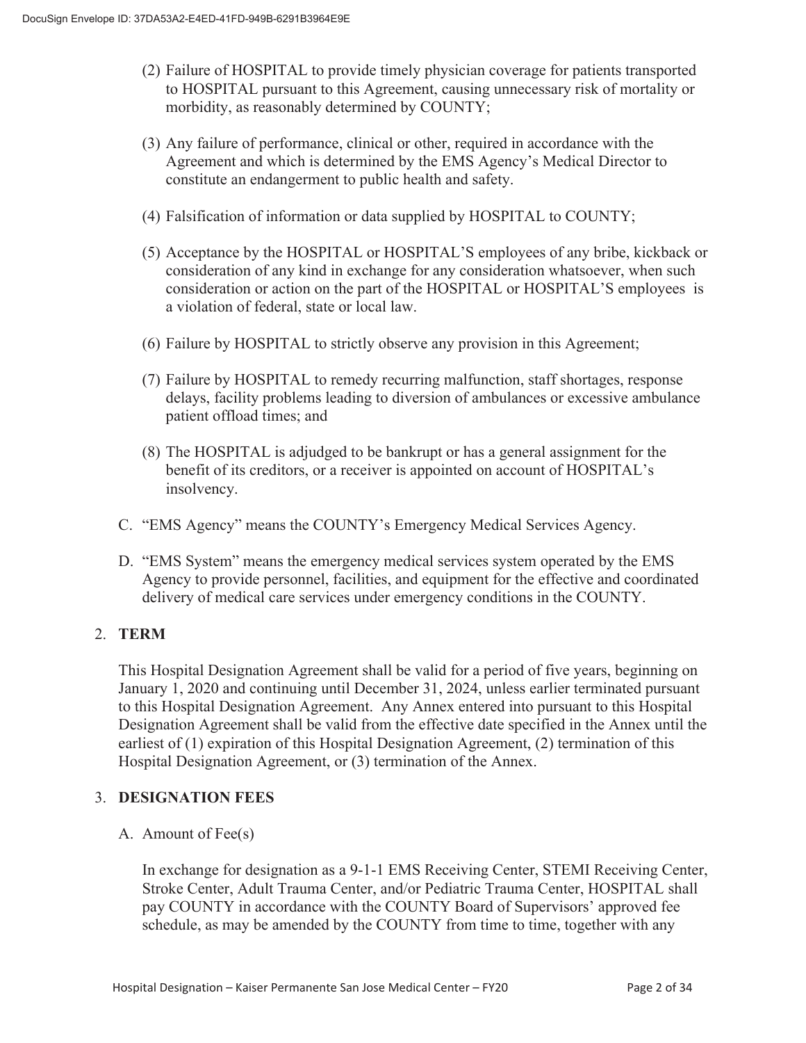(2) Failure of HOSPITAL to provide timely physician coverage for patients transported to HOSPITAL pursuant to this Agreement, causing unnecessary risk of mortality or morbidity, as reasonably determined by COUNTY;

(3) Any failure of performance, clinical or other, required in accordance with the Agreement and which is determined by the EMS Agency's Medical Director to constitute an endangerment to public health and safety.

(4) Falsification of information or data supplied by HOSPITAL to COUNTY;

(5) Acceptance by the HOSPITAL or HOSPITAL'S employees of any bribe, kickback or consideration of any kind in exchange for any consideration whatsoever, when such consideration or action on the part of the HOSPITAL or HOSPITAL'S employees is a violation of federal, state or local law.

(6) Failure by HOSPITAL to strictly observe any provision in this Agreement;

(7) Failure by HOSPITAL to remedy recurring malfunction, staff shortages, response delays, facility problems leading to diversion of ambulances or excessive ambulance patient offload times; and

(8) The HOSPITAL is adjudged to be bankrupt or has a general assignment for the benefit of its creditors, or a receiver is appointed on account of HOSPITAL's insolvency.

C. "EMS Agency" means the COUNTY's Emergency Medical Services Agency.

D. "EMS System" means the emergency medical services system operated by the EMS Agency to provide personnel, facilities, and equipment for the effective and coordinated delivery of medical care services under emergency conditions in the COUNTY.

## 2. TERM

This Hospital Designation Agreement shall be valid for a period of five years, beginning on January 1, 2020 and continuing until December 31, 2024, unless earlier terminated pursuant to this Hospital Designation Agreement. Any Annex entered into pursuant to this Hospital Designation Agreement shall be valid from the effective date specified in the Annex until the earliest of (1) expiration of this Hospital Designation Agreement, (2) termination of this Hospital Designation Agreement, or (3) termination of the Annex.

## 3. DESIGNATION FEES

A. Amount of Fee(s)

In exchange for designation as a 9-1-1 EMS Receiving Center, STEMI Receiving Center, Stroke Center, Adult Trauma Center, and/or Pediatric Trauma Center, HOSPITAL shall pay COUNTY in accordance with the COUNTY Board of Supervisors' approved fee schedule, as may be amended by the COUNTY from time to time, together with any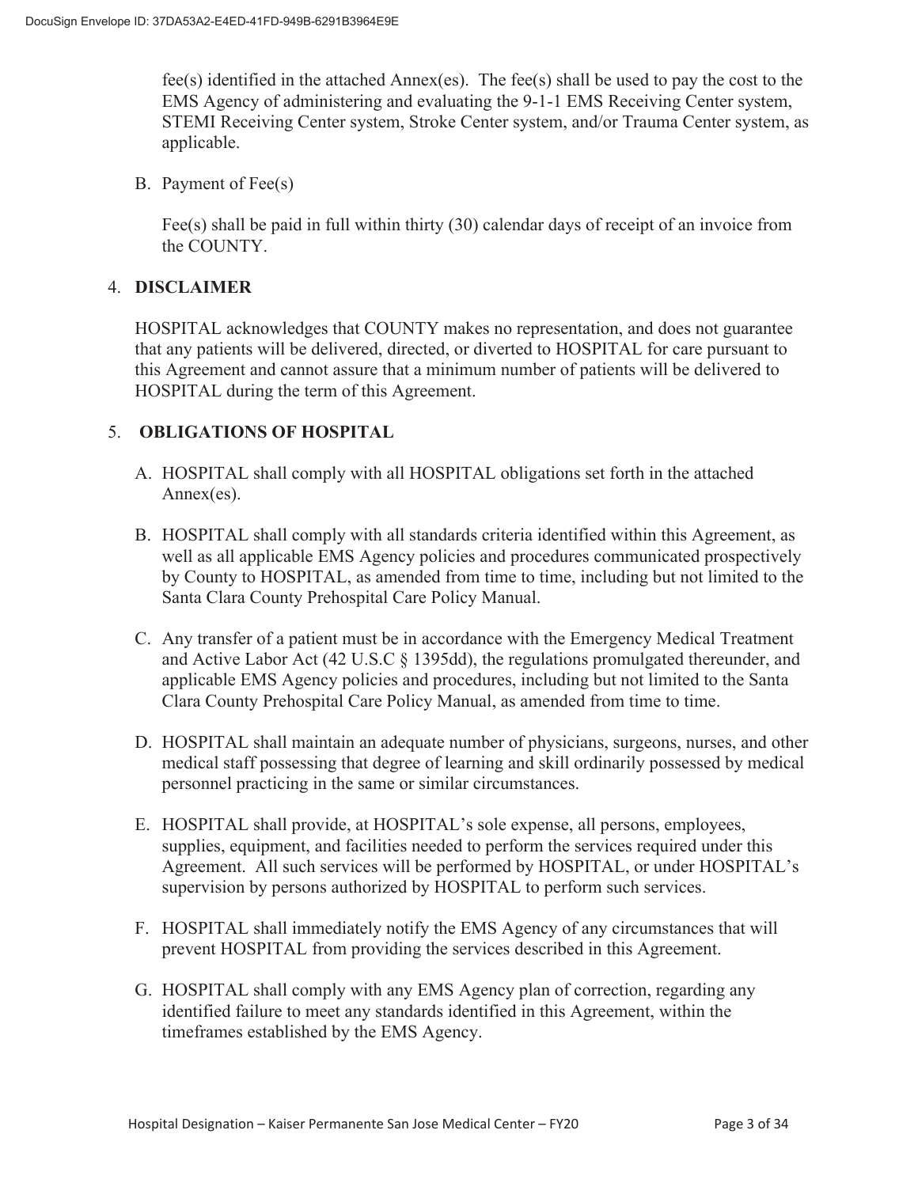fee(s) identified in the attached Annex(es). The fee(s) shall be used to pay the cost to the EMS Agency of administering and evaluating the 9-1-1 EMS Receiving Center system, STEMI Receiving Center system, Stroke Center system, and/or Trauma Center system, as applicable.

B. Payment of Fee(s)

Fee(s) shall be paid in full within thirty (30) calendar days of receipt of an invoice from the COUNTY.

## 4. DISCLAIMER

HOSPITAL acknowledges that COUNTY makes no representation, and does not guarantee that any patients will be delivered, directed, or diverted to HOSPITAL for care pursuant to this Agreement and cannot assure that a minimum number of patients will be delivered to HOSPITAL during the term of this Agreement.

## 5. OBLIGATIONS OF HOSPITAL

A. HOSPITAL shall comply with all HOSPITAL obligations set forth in the attached Annex(es).

B. HOSPITAL shall comply with all standards criteria identified within this Agreement, as well as all applicable EMS Agency policies and procedures communicated prospectively by County to HOSPITAL, as amended from time to time, including but not limited to the Santa Clara County Prehospital Care Policy Manual.

C. Any transfer of a patient must be in accordance with the Emergency Medical Treatment and Active Labor Act (42 U.S.C § 1395dd), the regulations promulgated thereunder, and applicable EMS Agency policies and procedures, including but not limited to the Santa Clara County Prehospital Care Policy Manual, as amended from time to time.

D. HOSPITAL shall maintain an adequate number of physicians, surgeons, nurses, and other medical staff possessing that degree of learning and skill ordinarily possessed by medical personnel practicing in the same or similar circumstances.

E. HOSPITAL shall provide, at HOSPITAL's sole expense, all persons, employees, supplies, equipment, and facilities needed to perform the services required under this Agreement. All such services will be performed by HOSPITAL, or under HOSPITAL's supervision by persons authorized by HOSPITAL to perform such services.

F. HOSPITAL shall immediately notify the EMS Agency of any circumstances that will prevent HOSPITAL from providing the services described in this Agreement.

G. HOSPITAL shall comply with any EMS Agency plan of correction, regarding any identified failure to meet any standards identified in this Agreement, within the timeframes established by the EMS Agency.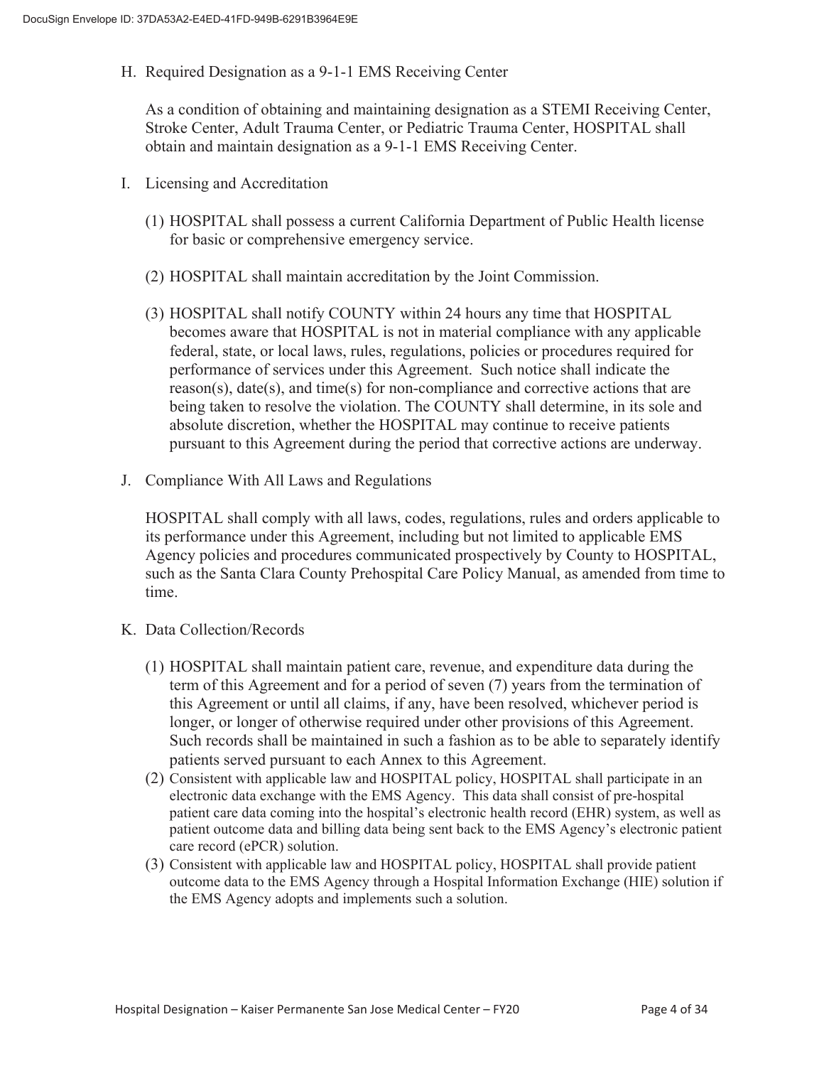H. Required Designation as a 9-1-1 EMS Receiving Center

As a condition of obtaining and maintaining designation as a STEMI Receiving Center, Stroke Center, Adult Trauma Center, or Pediatric Trauma Center, HOSPITAL shall obtain and maintain designation as a 9-1-1 EMS Receiving Center.

I. Licensing and Accreditation

(1) HOSPITAL shall possess a current California Department of Public Health license for basic or comprehensive emergency service.

(2) HOSPITAL shall maintain accreditation by the Joint Commission.

(3) HOSPITAL shall notify COUNTY within 24 hours any time that HOSPITAL becomes aware that HOSPITAL is not in material compliance with any applicable federal, state, or local laws, rules, regulations, policies or procedures required for performance of services under this Agreement. Such notice shall indicate the reason(s), date(s), and time(s) for non-compliance and corrective actions that are being taken to resolve the violation. The COUNTY shall determine, in its sole and absolute discretion, whether the HOSPITAL may continue to receive patients pursuant to this Agreement during the period that corrective actions are underway.

J. Compliance With All Laws and Regulations

HOSPITAL shall comply with all laws, codes, regulations, rules and orders applicable to its performance under this Agreement, including but not limited to applicable EMS Agency policies and procedures communicated prospectively by County to HOSPITAL, such as the Santa Clara County Prehospital Care Policy Manual, as amended from time to time.

K. Data Collection/Records

(1) HOSPITAL shall maintain patient care, revenue, and expenditure data during the term of this Agreement and for a period of seven (7) years from the termination of this Agreement or until all claims, if any, have been resolved, whichever period is longer, or longer of otherwise required under other provisions of this Agreement. Such records shall be maintained in such a fashion as to be able to separately identify patients served pursuant to each Annex to this Agreement.

(2) Consistent with applicable law and HOSPITAL policy, HOSPITAL shall participate in an electronic data exchange with the EMS Agency. This data shall consist of pre-hospital patient care data coming into the hospital's electronic health record (EHR) system, as well as patient outcome data and billing data being sent back to the EMS Agency's electronic patient care record (ePCR) solution.

(3) Consistent with applicable law and HOSPITAL policy, HOSPITAL shall provide patient outcome data to the EMS Agency through a Hospital Information Exchange (HIE) solution if the EMS Agency adopts and implements such a solution.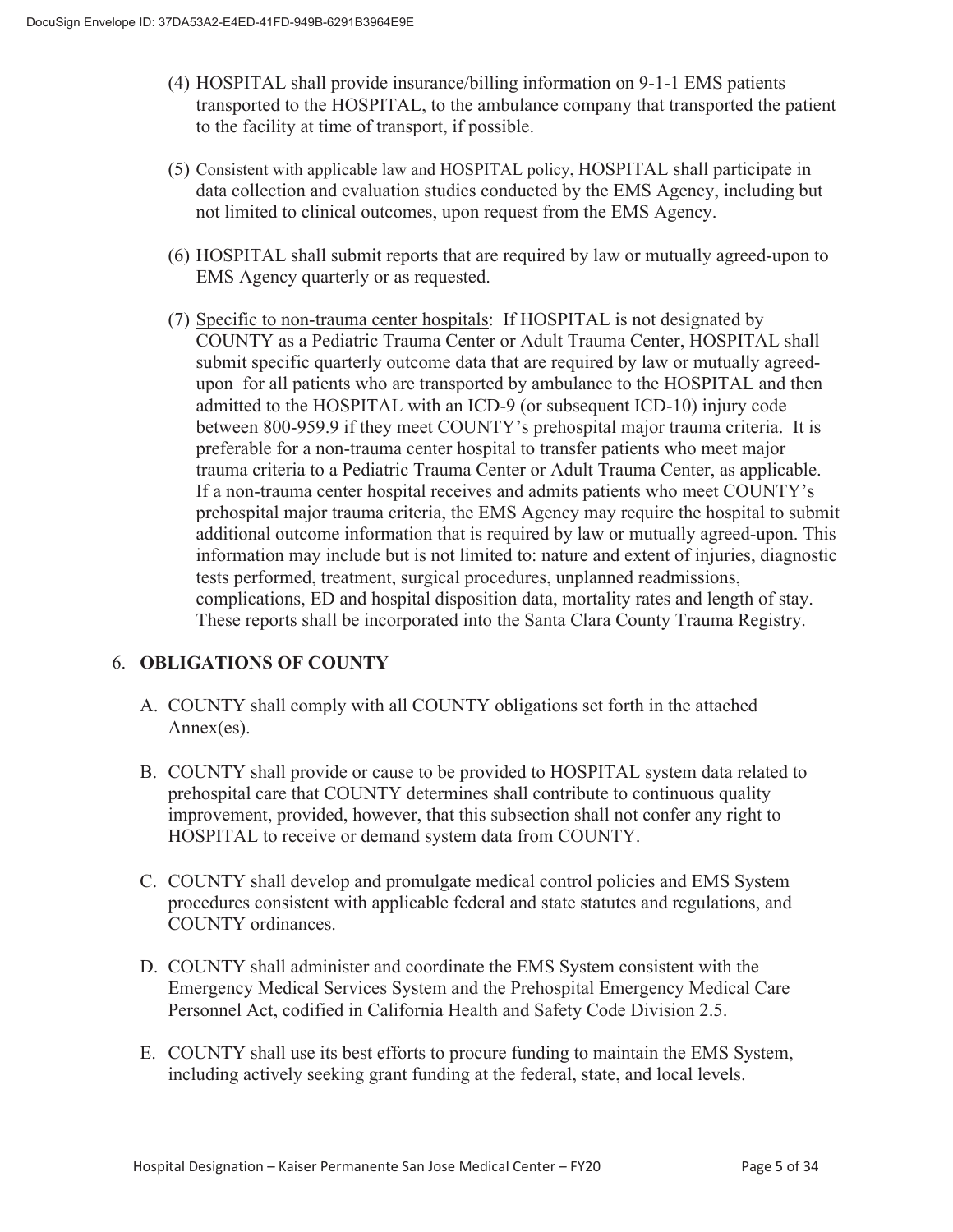(4) HOSPITAL shall provide insurance/billing information on 9-1-1 EMS patients transported to the HOSPITAL, to the ambulance company that transported the patient to the facility at time of transport, if possible.

(5) Consistent with applicable law and HOSPITAL policy, HOSPITAL shall participate in data collection and evaluation studies conducted by the EMS Agency, including but not limited to clinical outcomes, upon request from the EMS Agency.

(6) HOSPITAL shall submit reports that are required by law or mutually agreed-upon to EMS Agency quarterly or as requested.

(7) <u>Specific to non-trauma center hospitals</u>: If HOSPITAL is not designated by COUNTY as a Pediatric Trauma Center or Adult Trauma Center, HOSPITAL shall submit specific quarterly outcome data that are required by law or mutually agreed-upon for all patients who are transported by ambulance to the HOSPITAL and then admitted to the HOSPITAL with an ICD-9 (or subsequent ICD-10) injury code between 800-959.9 if they meet COUNTY's prehospital major trauma criteria. It is preferable for a non-trauma center hospital to transfer patients who meet major trauma criteria to a Pediatric Trauma Center or Adult Trauma Center, as applicable. If a non-trauma center hospital receives and admits patients who meet COUNTY's prehospital major trauma criteria, the EMS Agency may require the hospital to submit additional outcome information that is required by law or mutually agreed-upon. This information may include but is not limited to: nature and extent of injuries, diagnostic tests performed, treatment, surgical procedures, unplanned readmissions, complications, ED and hospital disposition data, mortality rates and length of stay. These reports shall be incorporated into the Santa Clara County Trauma Registry.

6. **OBLIGATIONS OF COUNTY**

A. COUNTY shall comply with all COUNTY obligations set forth in the attached Annex(es).

B. COUNTY shall provide or cause to be provided to HOSPITAL system data related to prehospital care that COUNTY determines shall contribute to continuous quality improvement, provided, however, that this subsection shall not confer any right to HOSPITAL to receive or demand system data from COUNTY.

C. COUNTY shall develop and promulgate medical control policies and EMS System procedures consistent with applicable federal and state statutes and regulations, and COUNTY ordinances.

D. COUNTY shall administer and coordinate the EMS System consistent with the Emergency Medical Services System and the Prehospital Emergency Medical Care Personnel Act, codified in California Health and Safety Code Division 2.5.

E. COUNTY shall use its best efforts to procure funding to maintain the EMS System, including actively seeking grant funding at the federal, state, and local levels.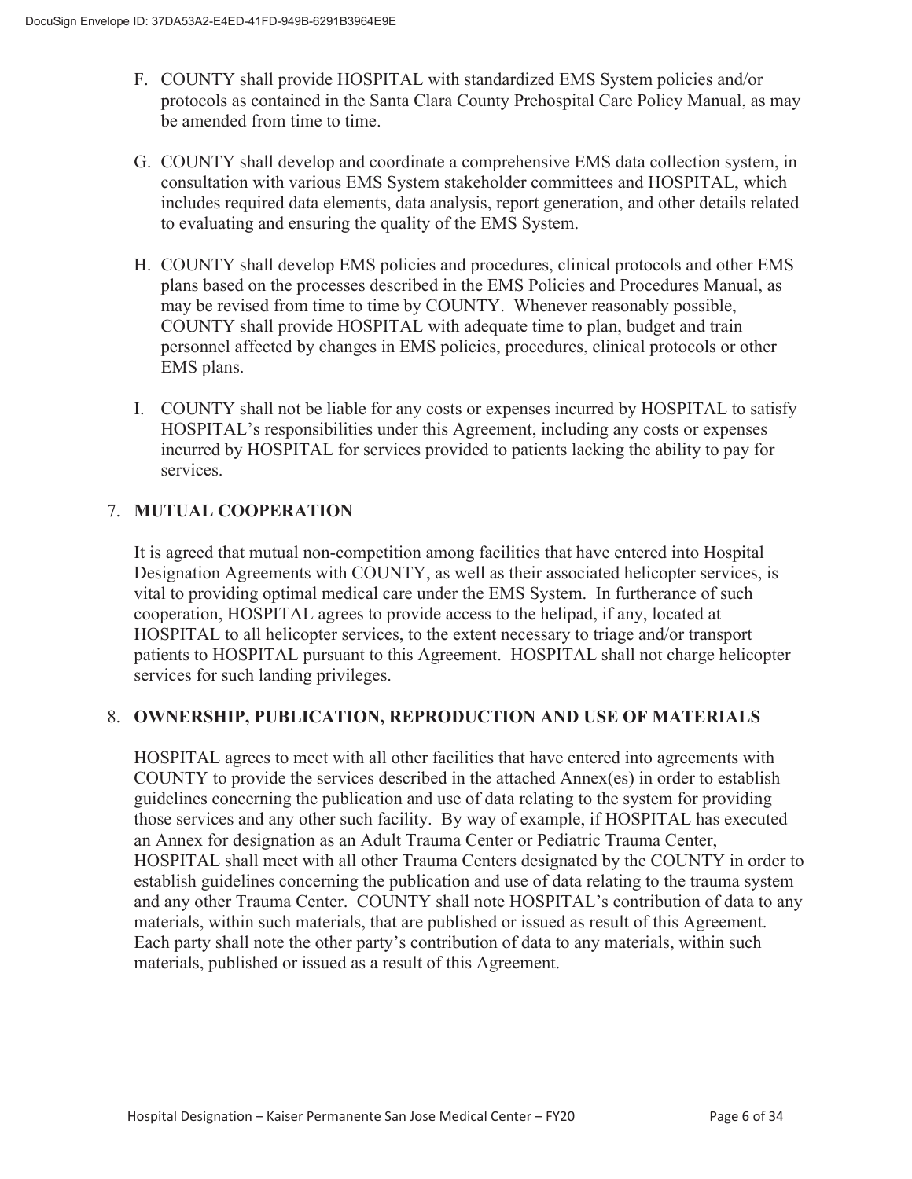F. COUNTY shall provide HOSPITAL with standardized EMS System policies and/or protocols as contained in the Santa Clara County Prehospital Care Policy Manual, as may be amended from time to time.

G. COUNTY shall develop and coordinate a comprehensive EMS data collection system, in consultation with various EMS System stakeholder committees and HOSPITAL, which includes required data elements, data analysis, report generation, and other details related to evaluating and ensuring the quality of the EMS System.

H. COUNTY shall develop EMS policies and procedures, clinical protocols and other EMS plans based on the processes described in the EMS Policies and Procedures Manual, as may be revised from time to time by COUNTY. Whenever reasonably possible, COUNTY shall provide HOSPITAL with adequate time to plan, budget and train personnel affected by changes in EMS policies, procedures, clinical protocols or other EMS plans.

I. COUNTY shall not be liable for any costs or expenses incurred by HOSPITAL to satisfy HOSPITAL's responsibilities under this Agreement, including any costs or expenses incurred by HOSPITAL for services provided to patients lacking the ability to pay for services.

## 7. MUTUAL COOPERATION

It is agreed that mutual non-competition among facilities that have entered into Hospital Designation Agreements with COUNTY, as well as their associated helicopter services, is vital to providing optimal medical care under the EMS System. In furtherance of such cooperation, HOSPITAL agrees to provide access to the helipad, if any, located at HOSPITAL to all helicopter services, to the extent necessary to triage and/or transport patients to HOSPITAL pursuant to this Agreement. HOSPITAL shall not charge helicopter services for such landing privileges.

## 8. OWNERSHIP, PUBLICATION, REPRODUCTION AND USE OF MATERIALS

HOSPITAL agrees to meet with all other facilities that have entered into agreements with COUNTY to provide the services described in the attached Annex(es) in order to establish guidelines concerning the publication and use of data relating to the system for providing those services and any other such facility. By way of example, if HOSPITAL has executed an Annex for designation as an Adult Trauma Center or Pediatric Trauma Center, HOSPITAL shall meet with all other Trauma Centers designated by the COUNTY in order to establish guidelines concerning the publication and use of data relating to the trauma system and any other Trauma Center. COUNTY shall note HOSPITAL's contribution of data to any materials, within such materials, that are published or issued as result of this Agreement. Each party shall note the other party's contribution of data to any materials, within such materials, published or issued as a result of this Agreement.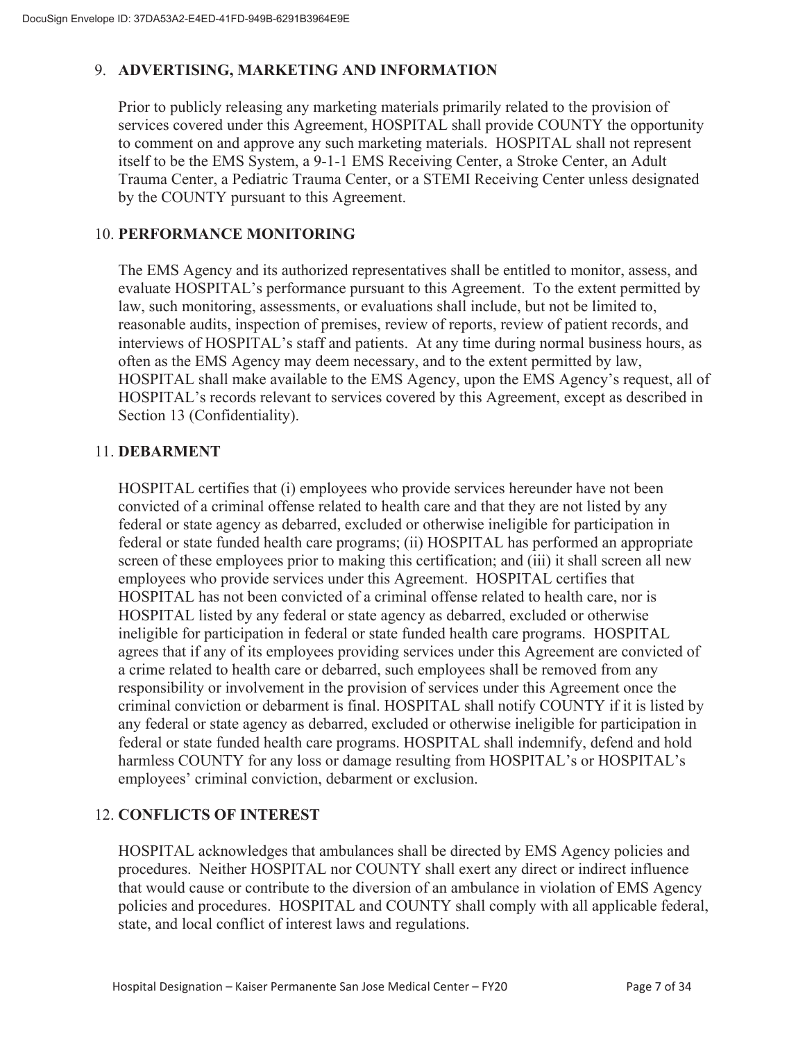## 9. ADVERTISING, MARKETING AND INFORMATION

Prior to publicly releasing any marketing materials primarily related to the provision of services covered under this Agreement, HOSPITAL shall provide COUNTY the opportunity to comment on and approve any such marketing materials. HOSPITAL shall not represent itself to be the EMS System, a 9-1-1 EMS Receiving Center, a Stroke Center, an Adult Trauma Center, a Pediatric Trauma Center, or a STEMI Receiving Center unless designated by the COUNTY pursuant to this Agreement.

## 10. PERFORMANCE MONITORING

The EMS Agency and its authorized representatives shall be entitled to monitor, assess, and evaluate HOSPITAL's performance pursuant to this Agreement. To the extent permitted by law, such monitoring, assessments, or evaluations shall include, but not be limited to, reasonable audits, inspection of premises, review of reports, review of patient records, and interviews of HOSPITAL's staff and patients. At any time during normal business hours, as often as the EMS Agency may deem necessary, and to the extent permitted by law, HOSPITAL shall make available to the EMS Agency, upon the EMS Agency's request, all of HOSPITAL's records relevant to services covered by this Agreement, except as described in Section 13 (Confidentiality).

## 11. DEBARMENT

HOSPITAL certifies that (i) employees who provide services hereunder have not been convicted of a criminal offense related to health care and that they are not listed by any federal or state agency as debarred, excluded or otherwise ineligible for participation in federal or state funded health care programs; (ii) HOSPITAL has performed an appropriate screen of these employees prior to making this certification; and (iii) it shall screen all new employees who provide services under this Agreement. HOSPITAL certifies that HOSPITAL has not been convicted of a criminal offense related to health care, nor is HOSPITAL listed by any federal or state agency as debarred, excluded or otherwise ineligible for participation in federal or state funded health care programs. HOSPITAL agrees that if any of its employees providing services under this Agreement are convicted of a crime related to health care or debarred, such employees shall be removed from any responsibility or involvement in the provision of services under this Agreement once the criminal conviction or debarment is final. HOSPITAL shall notify COUNTY if it is listed by any federal or state agency as debarred, excluded or otherwise ineligible for participation in federal or state funded health care programs. HOSPITAL shall indemnify, defend and hold harmless COUNTY for any loss or damage resulting from HOSPITAL's or HOSPITAL's employees' criminal conviction, debarment or exclusion.

## 12. CONFLICTS OF INTEREST

HOSPITAL acknowledges that ambulances shall be directed by EMS Agency policies and procedures. Neither HOSPITAL nor COUNTY shall exert any direct or indirect influence that would cause or contribute to the diversion of an ambulance in violation of EMS Agency policies and procedures. HOSPITAL and COUNTY shall comply with all applicable federal, state, and local conflict of interest laws and regulations.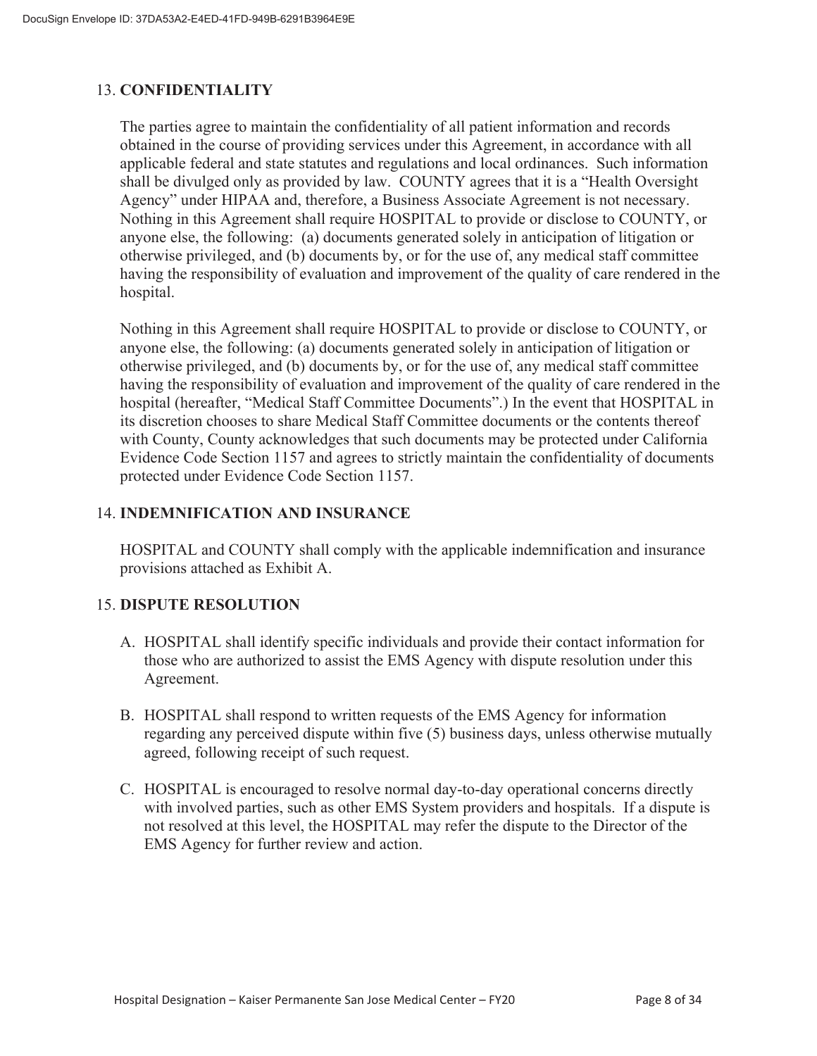## 13. CONFIDENTIALITY

The parties agree to maintain the confidentiality of all patient information and records obtained in the course of providing services under this Agreement, in accordance with all applicable federal and state statutes and regulations and local ordinances. Such information shall be divulged only as provided by law. COUNTY agrees that it is a "Health Oversight Agency" under HIPAA and, therefore, a Business Associate Agreement is not necessary. Nothing in this Agreement shall require HOSPITAL to provide or disclose to COUNTY, or anyone else, the following: (a) documents generated solely in anticipation of litigation or otherwise privileged, and (b) documents by, or for the use of, any medical staff committee having the responsibility of evaluation and improvement of the quality of care rendered in the hospital.

Nothing in this Agreement shall require HOSPITAL to provide or disclose to COUNTY, or anyone else, the following: (a) documents generated solely in anticipation of litigation or otherwise privileged, and (b) documents by, or for the use of, any medical staff committee having the responsibility of evaluation and improvement of the quality of care rendered in the hospital (hereafter, "Medical Staff Committee Documents".) In the event that HOSPITAL in its discretion chooses to share Medical Staff Committee documents or the contents thereof with County, County acknowledges that such documents may be protected under California Evidence Code Section 1157 and agrees to strictly maintain the confidentiality of documents protected under Evidence Code Section 1157.

## 14. INDEMNIFICATION AND INSURANCE

HOSPITAL and COUNTY shall comply with the applicable indemnification and insurance provisions attached as Exhibit A.

## 15. DISPUTE RESOLUTION

A. HOSPITAL shall identify specific individuals and provide their contact information for those who are authorized to assist the EMS Agency with dispute resolution under this Agreement.

B. HOSPITAL shall respond to written requests of the EMS Agency for information regarding any perceived dispute within five (5) business days, unless otherwise mutually agreed, following receipt of such request.

C. HOSPITAL is encouraged to resolve normal day-to-day operational concerns directly with involved parties, such as other EMS System providers and hospitals. If a dispute is not resolved at this level, the HOSPITAL may refer the dispute to the Director of the EMS Agency for further review and action.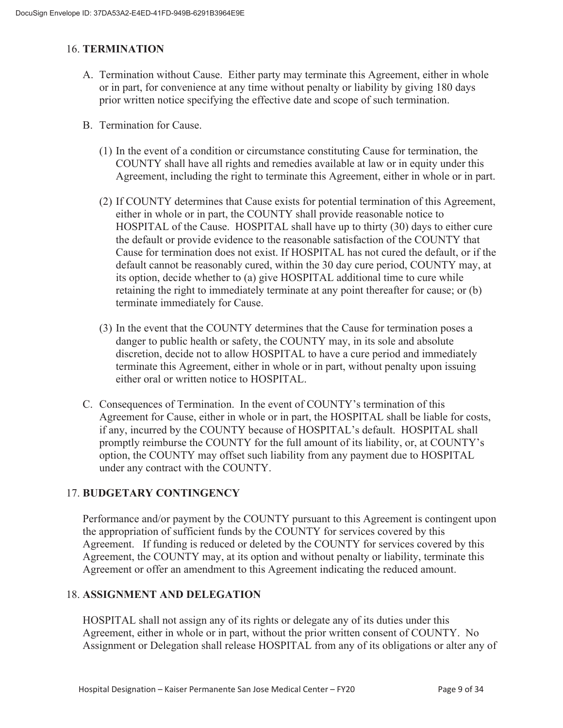## 16. **TERMINATION**

A. Termination without Cause. Either party may terminate this Agreement, either in whole or in part, for convenience at any time without penalty or liability by giving 180 days prior written notice specifying the effective date and scope of such termination.

B. Termination for Cause.

(1) In the event of a condition or circumstance constituting Cause for termination, the COUNTY shall have all rights and remedies available at law or in equity under this Agreement, including the right to terminate this Agreement, either in whole or in part.

(2) If COUNTY determines that Cause exists for potential termination of this Agreement, either in whole or in part, the COUNTY shall provide reasonable notice to HOSPITAL of the Cause. HOSPITAL shall have up to thirty (30) days to either cure the default or provide evidence to the reasonable satisfaction of the COUNTY that Cause for termination does not exist. If HOSPITAL has not cured the default, or if the default cannot be reasonably cured, within the 30 day cure period, COUNTY may, at its option, decide whether to (a) give HOSPITAL additional time to cure while retaining the right to immediately terminate at any point thereafter for cause; or (b) terminate immediately for Cause.

(3) In the event that the COUNTY determines that the Cause for termination poses a danger to public health or safety, the COUNTY may, in its sole and absolute discretion, decide not to allow HOSPITAL to have a cure period and immediately terminate this Agreement, either in whole or in part, without penalty upon issuing either oral or written notice to HOSPITAL.

C. Consequences of Termination. In the event of COUNTY's termination of this Agreement for Cause, either in whole or in part, the HOSPITAL shall be liable for costs, if any, incurred by the COUNTY because of HOSPITAL's default. HOSPITAL shall promptly reimburse the COUNTY for the full amount of its liability, or, at COUNTY's option, the COUNTY may offset such liability from any payment due to HOSPITAL under any contract with the COUNTY.

## 17. **BUDGETARY CONTINGENCY**

Performance and/or payment by the COUNTY pursuant to this Agreement is contingent upon the appropriation of sufficient funds by the COUNTY for services covered by this Agreement. If funding is reduced or deleted by the COUNTY for services covered by this Agreement, the COUNTY may, at its option and without penalty or liability, terminate this Agreement or offer an amendment to this Agreement indicating the reduced amount.

## 18. **ASSIGNMENT AND DELEGATION**

HOSPITAL shall not assign any of its rights or delegate any of its duties under this Agreement, either in whole or in part, without the prior written consent of COUNTY. No Assignment or Delegation shall release HOSPITAL from any of its obligations or alter any of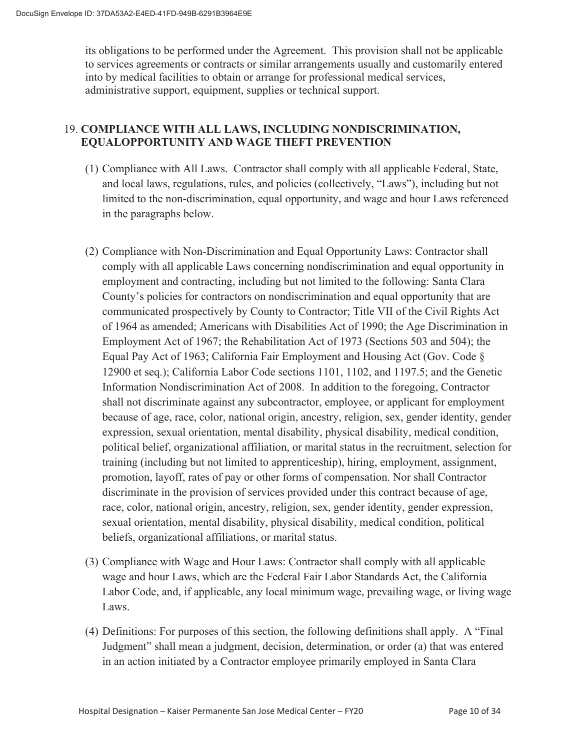its obligations to be performed under the Agreement. This provision shall not be applicable to services agreements or contracts or similar arrangements usually and customarily entered into by medical facilities to obtain or arrange for professional medical services, administrative support, equipment, supplies or technical support.

## 19. COMPLIANCE WITH ALL LAWS, INCLUDING NONDISCRIMINATION, EQUALOPPORTUNITY AND WAGE THEFT PREVENTION

(1) Compliance with All Laws. Contractor shall comply with all applicable Federal, State, and local laws, regulations, rules, and policies (collectively, "Laws"), including but not limited to the non-discrimination, equal opportunity, and wage and hour Laws referenced in the paragraphs below.

(2) Compliance with Non-Discrimination and Equal Opportunity Laws: Contractor shall comply with all applicable Laws concerning nondiscrimination and equal opportunity in employment and contracting, including but not limited to the following: Santa Clara County's policies for contractors on nondiscrimination and equal opportunity that are communicated prospectively by County to Contractor; Title VII of the Civil Rights Act of 1964 as amended; Americans with Disabilities Act of 1990; the Age Discrimination in Employment Act of 1967; the Rehabilitation Act of 1973 (Sections 503 and 504); the Equal Pay Act of 1963; California Fair Employment and Housing Act (Gov. Code § 12900 et seq.); California Labor Code sections 1101, 1102, and 1197.5; and the Genetic Information Nondiscrimination Act of 2008. In addition to the foregoing, Contractor shall not discriminate against any subcontractor, employee, or applicant for employment because of age, race, color, national origin, ancestry, religion, sex, gender identity, gender expression, sexual orientation, mental disability, physical disability, medical condition, political belief, organizational affiliation, or marital status in the recruitment, selection for training (including but not limited to apprenticeship), hiring, employment, assignment, promotion, layoff, rates of pay or other forms of compensation. Nor shall Contractor discriminate in the provision of services provided under this contract because of age, race, color, national origin, ancestry, religion, sex, gender identity, gender expression, sexual orientation, mental disability, physical disability, medical condition, political beliefs, organizational affiliations, or marital status.

(3) Compliance with Wage and Hour Laws: Contractor shall comply with all applicable wage and hour Laws, which are the Federal Fair Labor Standards Act, the California Labor Code, and, if applicable, any local minimum wage, prevailing wage, or living wage Laws.

(4) Definitions: For purposes of this section, the following definitions shall apply. A "Final Judgment" shall mean a judgment, decision, determination, or order (a) that was entered in an action initiated by a Contractor employee primarily employed in Santa Clara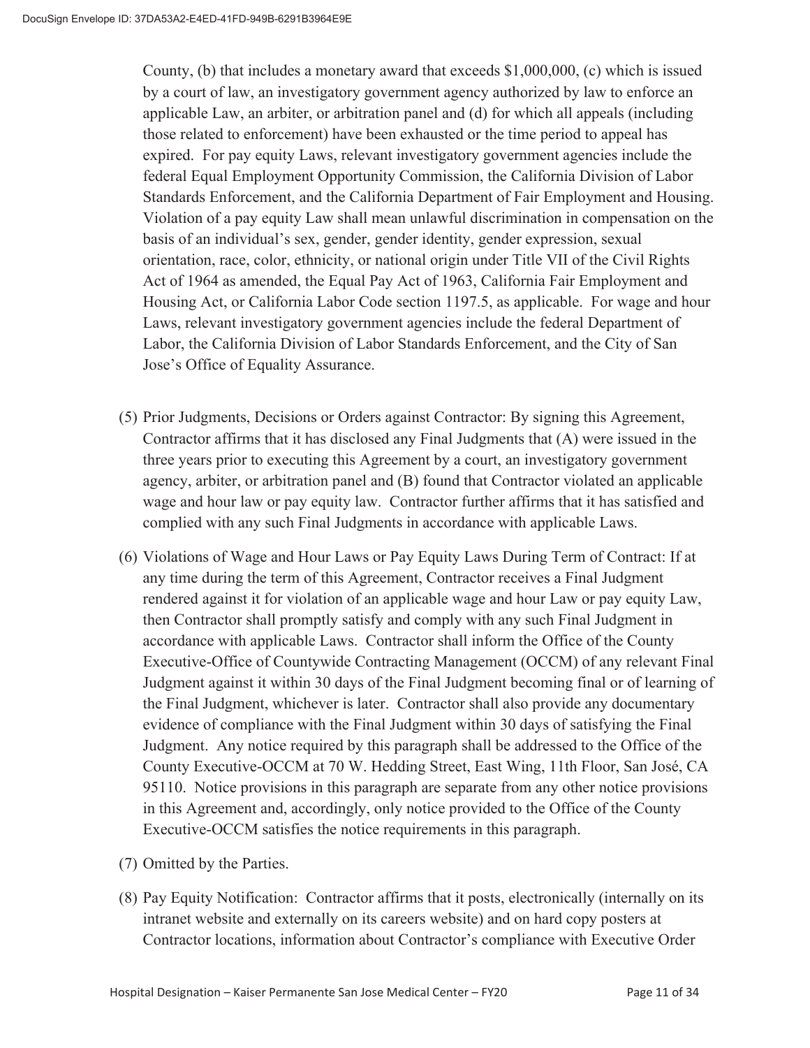County, (b) that includes a monetary award that exceeds $1,000,000, (c) which is issued by a court of law, an investigatory government agency authorized by law to enforce an applicable Law, an arbiter, or arbitration panel and (d) for which all appeals (including those related to enforcement) have been exhausted or the time period to appeal has expired. For pay equity Laws, relevant investigatory government agencies include the federal Equal Employment Opportunity Commission, the California Division of Labor Standards Enforcement, and the California Department of Fair Employment and Housing. Violation of a pay equity Law shall mean unlawful discrimination in compensation on the basis of an individual's sex, gender, gender identity, gender expression, sexual orientation, race, color, ethnicity, or national origin under Title VII of the Civil Rights Act of 1964 as amended, the Equal Pay Act of 1963, California Fair Employment and Housing Act, or California Labor Code section 1197.5, as applicable. For wage and hour Laws, relevant investigatory government agencies include the federal Department of Labor, the California Division of Labor Standards Enforcement, and the City of San Jose's Office of Equality Assurance.

(5) Prior Judgments, Decisions or Orders against Contractor: By signing this Agreement, Contractor affirms that it has disclosed any Final Judgments that (A) were issued in the three years prior to executing this Agreement by a court, an investigatory government agency, arbiter, or arbitration panel and (B) found that Contractor violated an applicable wage and hour law or pay equity law. Contractor further affirms that it has satisfied and complied with any such Final Judgments in accordance with applicable Laws.

(6) Violations of Wage and Hour Laws or Pay Equity Laws During Term of Contract: If at any time during the term of this Agreement, Contractor receives a Final Judgment rendered against it for violation of an applicable wage and hour Law or pay equity Law, then Contractor shall promptly satisfy and comply with any such Final Judgment in accordance with applicable Laws. Contractor shall inform the Office of the County Executive-Office of Countywide Contracting Management (OCCM) of any relevant Final Judgment against it within 30 days of the Final Judgment becoming final or of learning of the Final Judgment, whichever is later. Contractor shall also provide any documentary evidence of compliance with the Final Judgment within 30 days of satisfying the Final Judgment. Any notice required by this paragraph shall be addressed to the Office of the County Executive-OCCM at 70 W. Hedding Street, East Wing, 11th Floor, San José, CA 95110. Notice provisions in this paragraph are separate from any other notice provisions in this Agreement and, accordingly, only notice provided to the Office of the County Executive-OCCM satisfies the notice requirements in this paragraph.

(7) Omitted by the Parties.

(8) Pay Equity Notification: Contractor affirms that it posts, electronically (internally on its intranet website and externally on its careers website) and on hard copy posters at Contractor locations, information about Contractor's compliance with Executive Order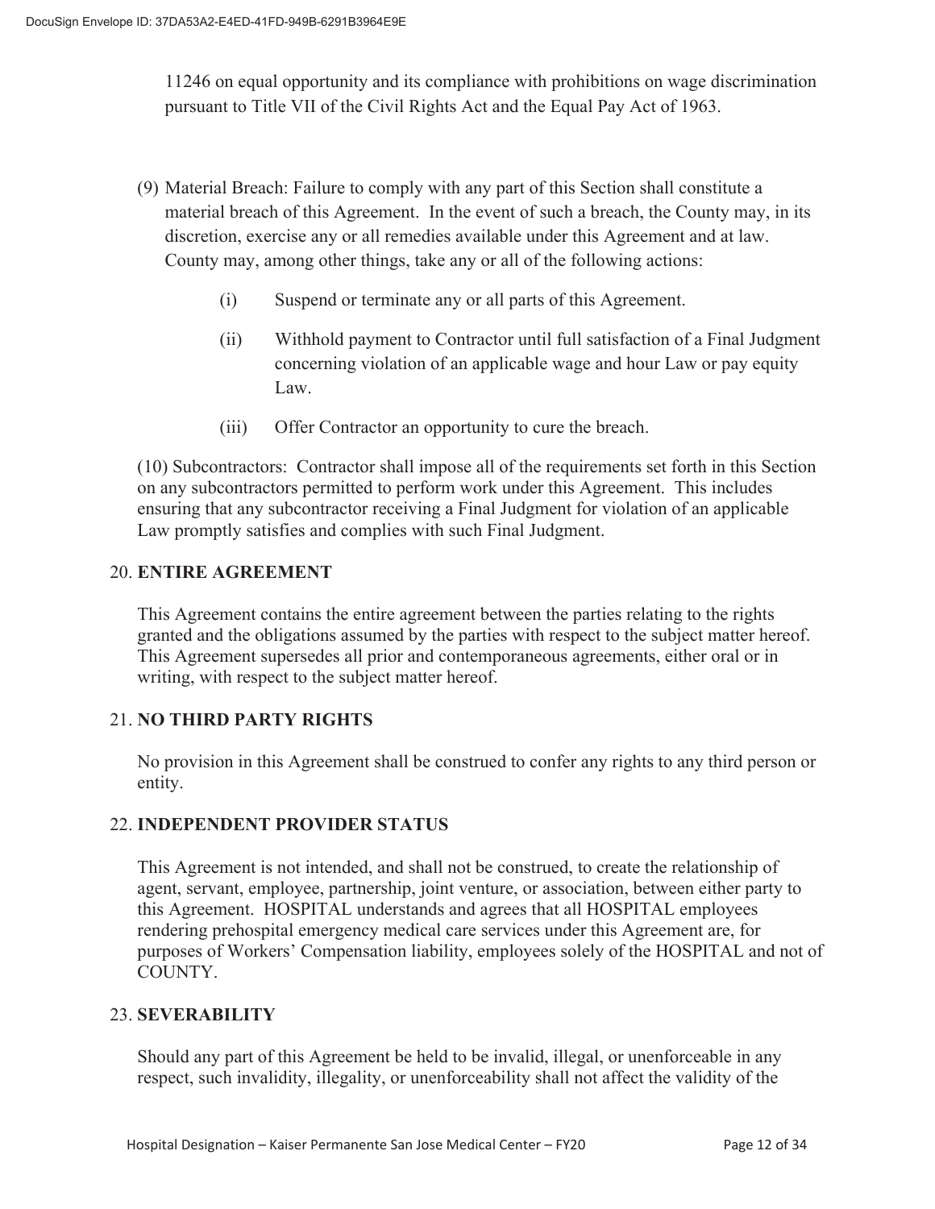11246 on equal opportunity and its compliance with prohibitions on wage discrimination pursuant to Title VII of the Civil Rights Act and the Equal Pay Act of 1963.

(9) Material Breach: Failure to comply with any part of this Section shall constitute a material breach of this Agreement. In the event of such a breach, the County may, in its discretion, exercise any or all remedies available under this Agreement and at law. County may, among other things, take any or all of the following actions:

(i) Suspend or terminate any or all parts of this Agreement.

(ii) Withhold payment to Contractor until full satisfaction of a Final Judgment concerning violation of an applicable wage and hour Law or pay equity Law.

(iii) Offer Contractor an opportunity to cure the breach.

(10) Subcontractors: Contractor shall impose all of the requirements set forth in this Section on any subcontractors permitted to perform work under this Agreement. This includes ensuring that any subcontractor receiving a Final Judgment for violation of an applicable Law promptly satisfies and complies with such Final Judgment.

## 20. ENTIRE AGREEMENT

This Agreement contains the entire agreement between the parties relating to the rights granted and the obligations assumed by the parties with respect to the subject matter hereof. This Agreement supersedes all prior and contemporaneous agreements, either oral or in writing, with respect to the subject matter hereof.

## 21. NO THIRD PARTY RIGHTS

No provision in this Agreement shall be construed to confer any rights to any third person or entity.

## 22. INDEPENDENT PROVIDER STATUS

This Agreement is not intended, and shall not be construed, to create the relationship of agent, servant, employee, partnership, joint venture, or association, between either party to this Agreement. HOSPITAL understands and agrees that all HOSPITAL employees rendering prehospital emergency medical care services under this Agreement are, for purposes of Workers' Compensation liability, employees solely of the HOSPITAL and not of COUNTY.

## 23. SEVERABILITY

Should any part of this Agreement be held to be invalid, illegal, or unenforceable in any respect, such invalidity, illegality, or unenforceability shall not affect the validity of the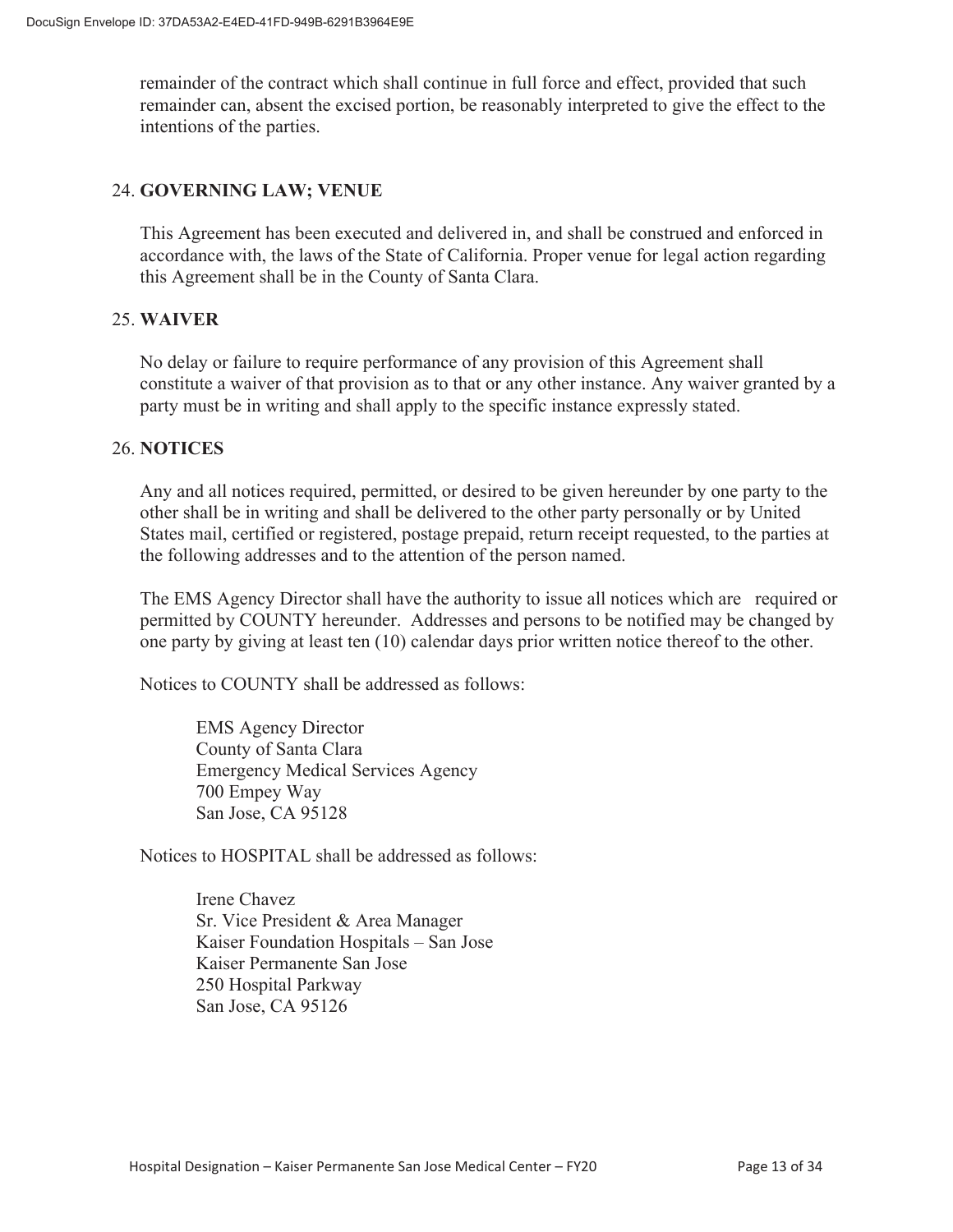remainder of the contract which shall continue in full force and effect, provided that such remainder can, absent the excised portion, be reasonably interpreted to give the effect to the intentions of the parties.

## 24. GOVERNING LAW; VENUE

This Agreement has been executed and delivered in, and shall be construed and enforced in accordance with, the laws of the State of California. Proper venue for legal action regarding this Agreement shall be in the County of Santa Clara.

## 25. WAIVER

No delay or failure to require performance of any provision of this Agreement shall constitute a waiver of that provision as to that or any other instance. Any waiver granted by a party must be in writing and shall apply to the specific instance expressly stated.

## 26. NOTICES

Any and all notices required, permitted, or desired to be given hereunder by one party to the other shall be in writing and shall be delivered to the other party personally or by United States mail, certified or registered, postage prepaid, return receipt requested, to the parties at the following addresses and to the attention of the person named.

The EMS Agency Director shall have the authority to issue all notices which are required or permitted by COUNTY hereunder. Addresses and persons to be notified may be changed by one party by giving at least ten (10) calendar days prior written notice thereof to the other.

Notices to COUNTY shall be addressed as follows:

EMS Agency Director
County of Santa Clara
Emergency Medical Services Agency
700 Empey Way
San Jose, CA 95128

Notices to HOSPITAL shall be addressed as follows:

Irene Chavez
Sr. Vice President & Area Manager
Kaiser Foundation Hospitals – San Jose
Kaiser Permanente San Jose
250 Hospital Parkway
San Jose, CA 95126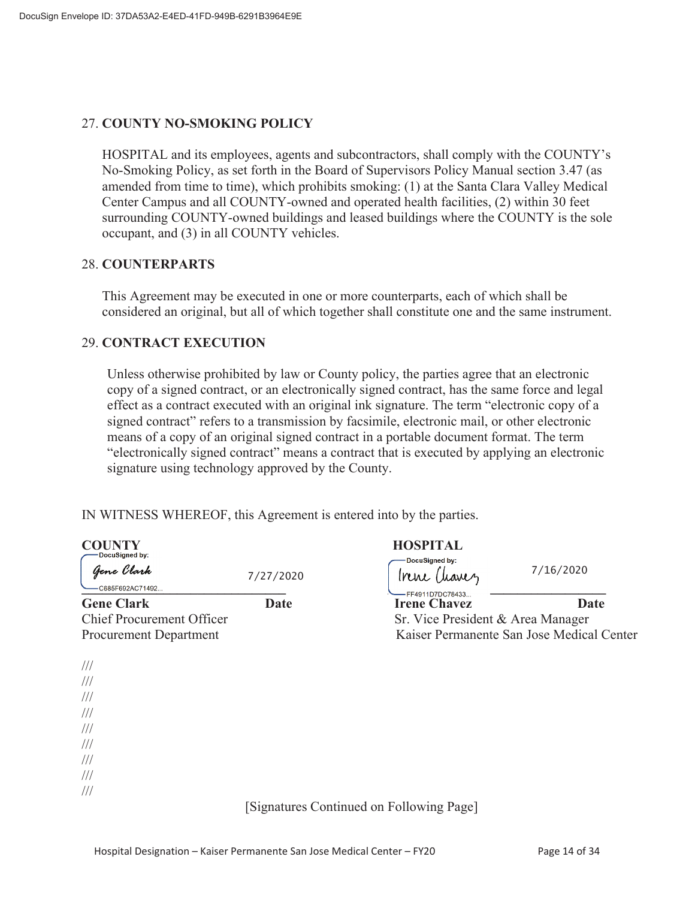## 27. **COUNTY NO-SMOKING POLICY**

HOSPITAL and its employees, agents and subcontractors, shall comply with the COUNTY's No-Smoking Policy, as set forth in the Board of Supervisors Policy Manual section 3.47 (as amended from time to time), which prohibits smoking: (1) at the Santa Clara Valley Medical Center Campus and all COUNTY-owned and operated health facilities, (2) within 30 feet surrounding COUNTY-owned buildings and leased buildings where the COUNTY is the sole occupant, and (3) in all COUNTY vehicles.

## 28. **COUNTERPARTS**

This Agreement may be executed in one or more counterparts, each of which shall be considered an original, but all of which together shall constitute one and the same instrument.

## 29. **CONTRACT EXECUTION**

Unless otherwise prohibited by law or County policy, the parties agree that an electronic copy of a signed contract, or an electronically signed contract, has the same force and legal effect as a contract executed with an original ink signature. The term "electronic copy of a signed contract" refers to a transmission by facsimile, electronic mail, or other electronic means of a copy of an original signed contract in a portable document format. The term "electronically signed contract" means a contract that is executed by applying an electronic signature using technology approved by the County.

IN WITNESS WHEREOF, this Agreement is entered into by the parties.

| **COUNTY** | | **HOSPITAL** | |
|---|---|---|---|
| DocuSigned by: Gene Clark C685F692AC71492... | 7/27/2020 | DocuSigned by: Irene Chavez FF4911D7DC78433... | 7/16/2020 |
| **Gene Clark** | **Date** | **Irene Chavez** | **Date** |
| Chief Procurement Officer | | Sr. Vice President & Area Manager | |
| Procurement Department | | Kaiser Permanente San Jose Medical Center | |

///
///
///
///
///
///
///
///
///

[Signatures Continued on Following Page]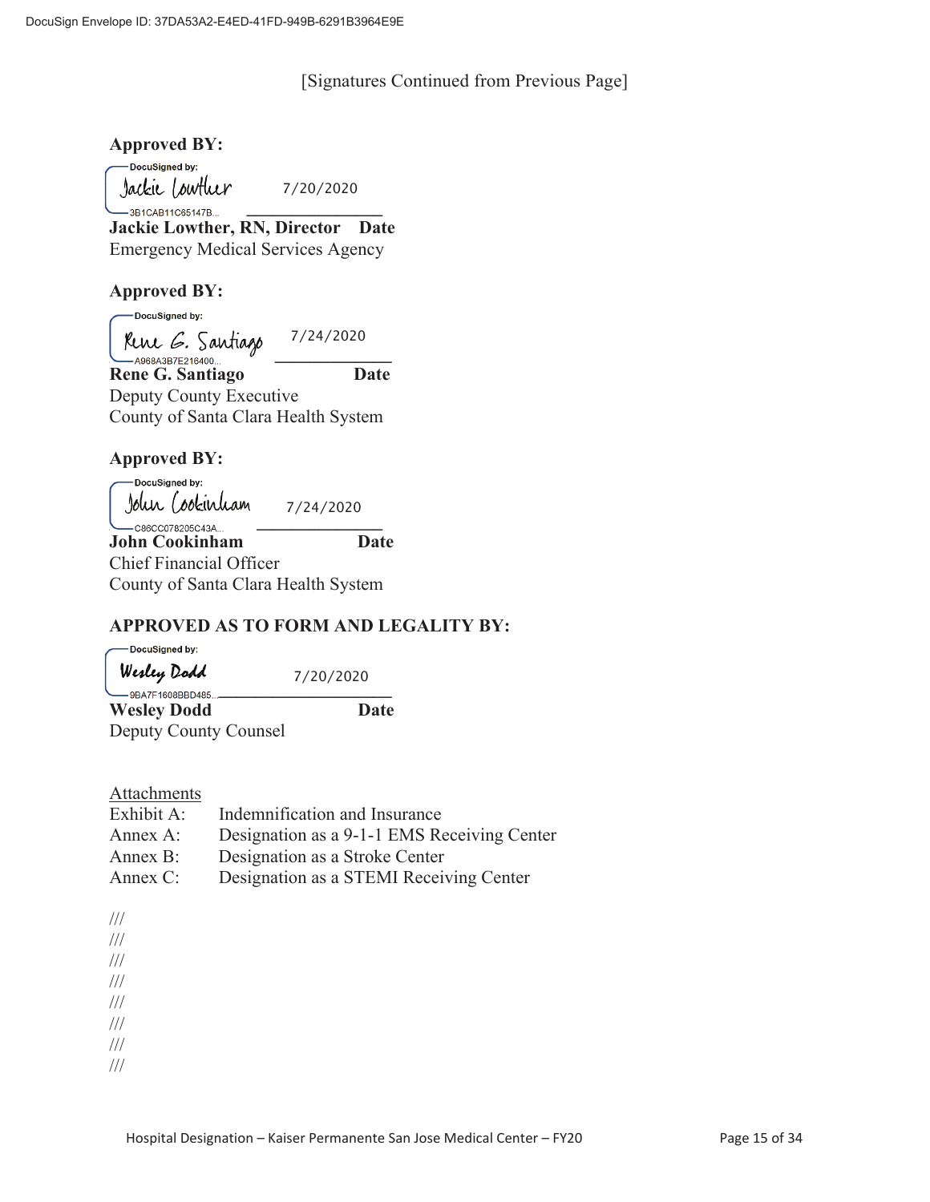[Signatures Continued from Previous Page]

**Approved BY:**

DocuSigned by:
Jackie Lowther 7/20/2020
3B1CAB11C65147B...

**Jackie Lowther, RN, Director Date**
Emergency Medical Services Agency

**Approved BY:**

DocuSigned by:
Rene G. Santiago 7/24/2020
A968A3B7E216400...

**Rene G. Santiago Date**
Deputy County Executive
County of Santa Clara Health System

**Approved BY:**

DocuSigned by:
John Cookinham 7/24/2020
C86CC078205C43A...

**John Cookinham Date**
Chief Financial Officer
County of Santa Clara Health System

**APPROVED AS TO FORM AND LEGALITY BY:**

DocuSigned by:
Wesley Dodd 7/20/2020
9BA7F1608BBD485...

**Wesley Dodd Date**
Deputy County Counsel

Attachments

| | |
|---|---|
| Exhibit A: | Indemnification and Insurance |
| Annex A: | Designation as a 9-1-1 EMS Receiving Center |
| Annex B: | Designation as a Stroke Center |
| Annex C: | Designation as a STEMI Receiving Center |

///
///
///
///
///
///
///
///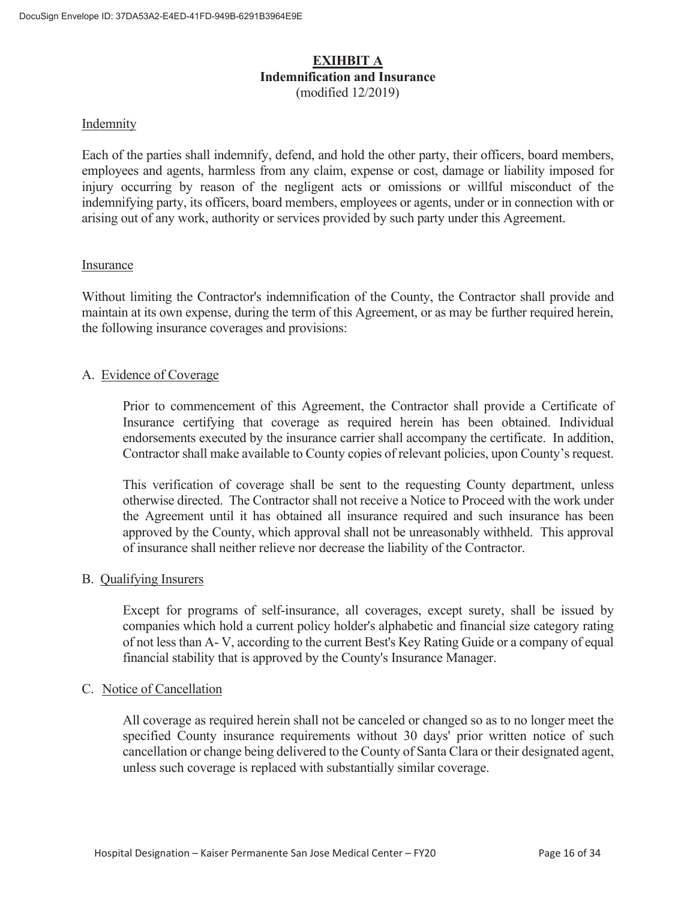# EXIHBIT A

## Indemnification and Insurance

(modified 12/2019)

### Indemnity

Each of the parties shall indemnify, defend, and hold the other party, their officers, board members, employees and agents, harmless from any claim, expense or cost, damage or liability imposed for injury occurring by reason of the negligent acts or omissions or willful misconduct of the indemnifying party, its officers, board members, employees or agents, under or in connection with or arising out of any work, authority or services provided by such party under this Agreement.

### Insurance

Without limiting the Contractor's indemnification of the County, the Contractor shall provide and maintain at its own expense, during the term of this Agreement, or as may be further required herein, the following insurance coverages and provisions:

A. Evidence of Coverage

Prior to commencement of this Agreement, the Contractor shall provide a Certificate of Insurance certifying that coverage as required herein has been obtained. Individual endorsements executed by the insurance carrier shall accompany the certificate. In addition, Contractor shall make available to County copies of relevant policies, upon County's request.

This verification of coverage shall be sent to the requesting County department, unless otherwise directed. The Contractor shall not receive a Notice to Proceed with the work under the Agreement until it has obtained all insurance required and such insurance has been approved by the County, which approval shall not be unreasonably withheld. This approval of insurance shall neither relieve nor decrease the liability of the Contractor.

B. Qualifying Insurers

Except for programs of self-insurance, all coverages, except surety, shall be issued by companies which hold a current policy holder's alphabetic and financial size category rating of not less than A- V, according to the current Best's Key Rating Guide or a company of equal financial stability that is approved by the County's Insurance Manager.

C. Notice of Cancellation

All coverage as required herein shall not be canceled or changed so as to no longer meet the specified County insurance requirements without 30 days' prior written notice of such cancellation or change being delivered to the County of Santa Clara or their designated agent, unless such coverage is replaced with substantially similar coverage.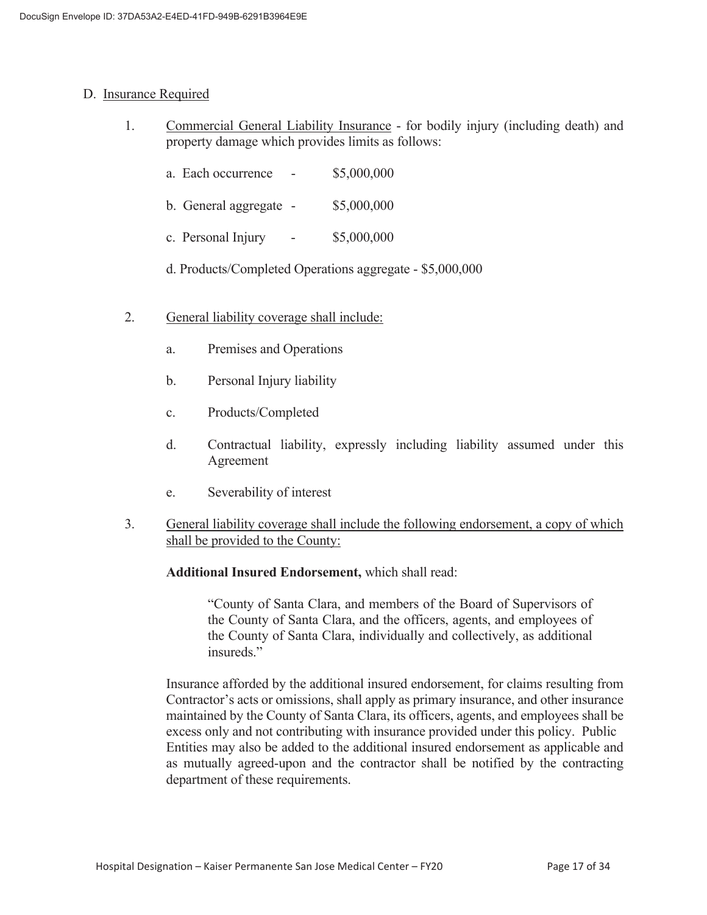D. Insurance Required

1. Commercial General Liability Insurance - for bodily injury (including death) and property damage which provides limits as follows:

   a. Each occurrence - $5,000,000

   b. General aggregate - $5,000,000

   c. Personal Injury - $5,000,000

   d. Products/Completed Operations aggregate - $5,000,000

2. General liability coverage shall include:

   a. Premises and Operations

   b. Personal Injury liability

   c. Products/Completed

   d. Contractual liability, expressly including liability assumed under this Agreement

   e. Severability of interest

3. General liability coverage shall include the following endorsement, a copy of which shall be provided to the County:

   **Additional Insured Endorsement,** which shall read:

   > "County of Santa Clara, and members of the Board of Supervisors of the County of Santa Clara, and the officers, agents, and employees of the County of Santa Clara, individually and collectively, as additional insureds."

   Insurance afforded by the additional insured endorsement, for claims resulting from Contractor's acts or omissions, shall apply as primary insurance, and other insurance maintained by the County of Santa Clara, its officers, agents, and employees shall be excess only and not contributing with insurance provided under this policy. Public Entities may also be added to the additional insured endorsement as applicable and as mutually agreed-upon and the contractor shall be notified by the contracting department of these requirements.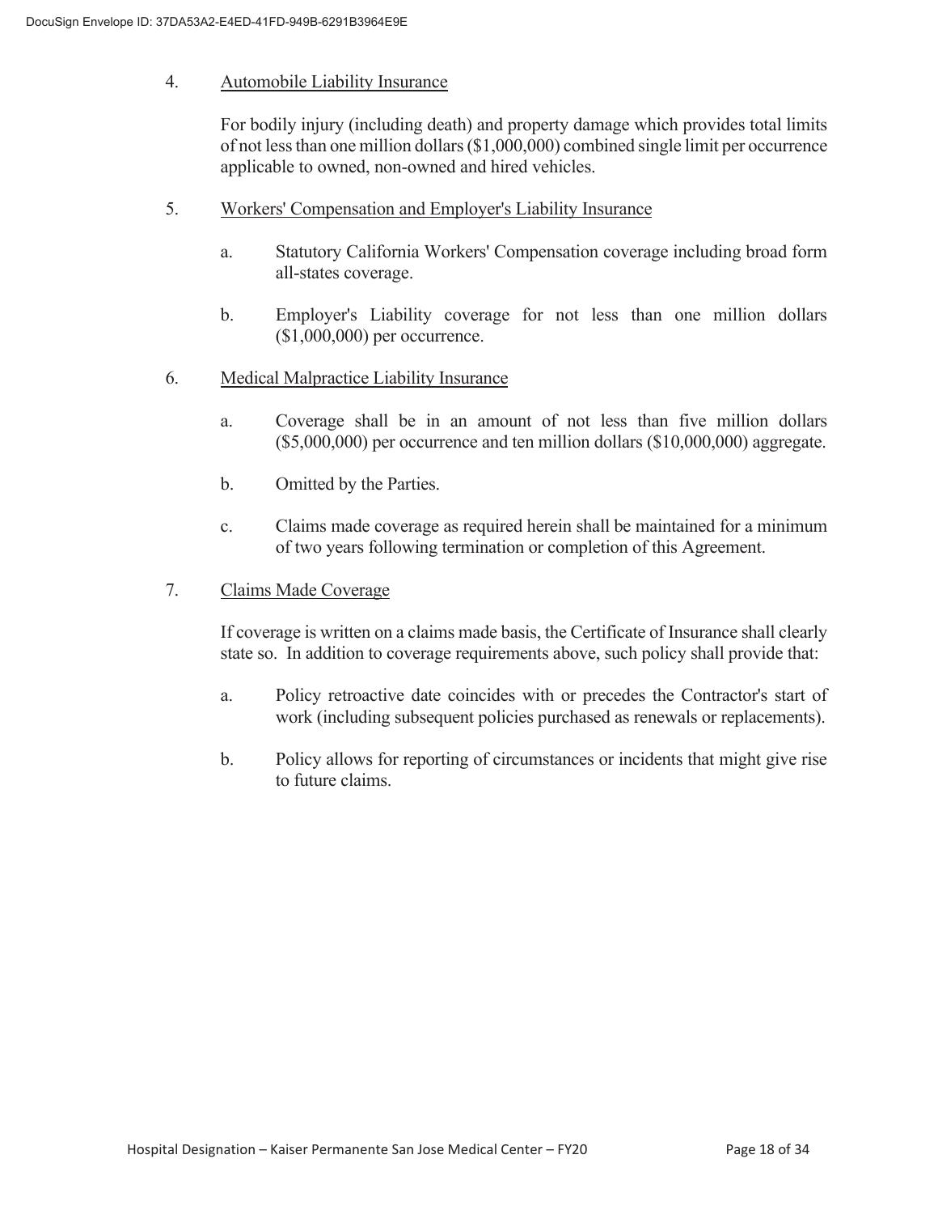4. <u>Automobile Liability Insurance</u>

   For bodily injury (including death) and property damage which provides total limits of not less than one million dollars ($1,000,000) combined single limit per occurrence applicable to owned, non-owned and hired vehicles.

5. <u>Workers' Compensation and Employer's Liability Insurance</u>

   a. Statutory California Workers' Compensation coverage including broad form all-states coverage.

   b. Employer's Liability coverage for not less than one million dollars ($1,000,000) per occurrence.

6. <u>Medical Malpractice Liability Insurance</u>

   a. Coverage shall be in an amount of not less than five million dollars ($5,000,000) per occurrence and ten million dollars ($10,000,000) aggregate.

   b. Omitted by the Parties.

   c. Claims made coverage as required herein shall be maintained for a minimum of two years following termination or completion of this Agreement.

7. <u>Claims Made Coverage</u>

   If coverage is written on a claims made basis, the Certificate of Insurance shall clearly state so. In addition to coverage requirements above, such policy shall provide that:

   a. Policy retroactive date coincides with or precedes the Contractor's start of work (including subsequent policies purchased as renewals or replacements).

   b. Policy allows for reporting of circumstances or incidents that might give rise to future claims.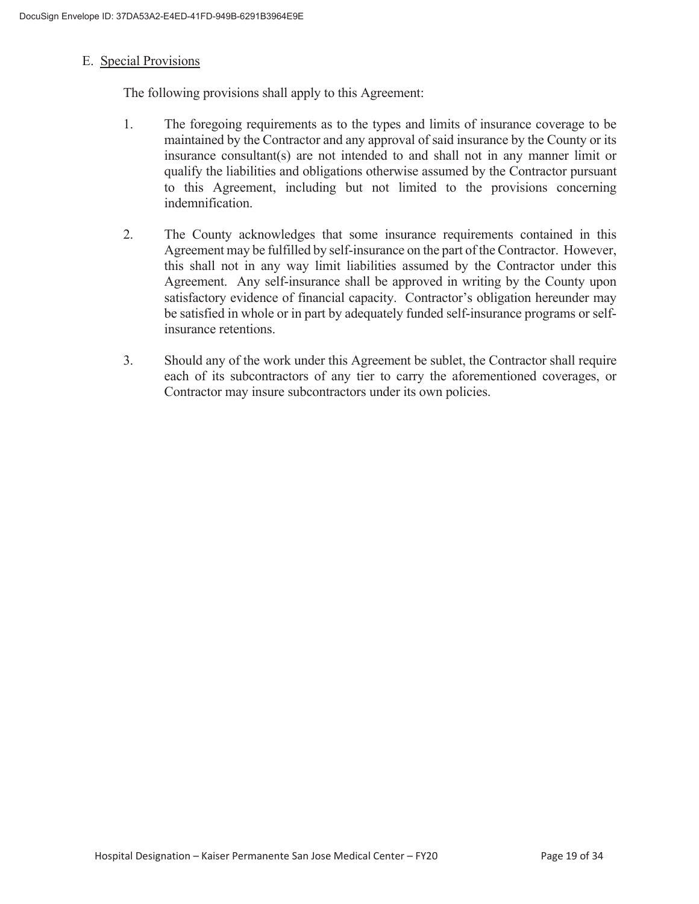E. Special Provisions

The following provisions shall apply to this Agreement:

1. The foregoing requirements as to the types and limits of insurance coverage to be maintained by the Contractor and any approval of said insurance by the County or its insurance consultant(s) are not intended to and shall not in any manner limit or qualify the liabilities and obligations otherwise assumed by the Contractor pursuant to this Agreement, including but not limited to the provisions concerning indemnification.

2. The County acknowledges that some insurance requirements contained in this Agreement may be fulfilled by self-insurance on the part of the Contractor. However, this shall not in any way limit liabilities assumed by the Contractor under this Agreement. Any self-insurance shall be approved in writing by the County upon satisfactory evidence of financial capacity. Contractor's obligation hereunder may be satisfied in whole or in part by adequately funded self-insurance programs or self-insurance retentions.

3. Should any of the work under this Agreement be sublet, the Contractor shall require each of its subcontractors of any tier to carry the aforementioned coverages, or Contractor may insure subcontractors under its own policies.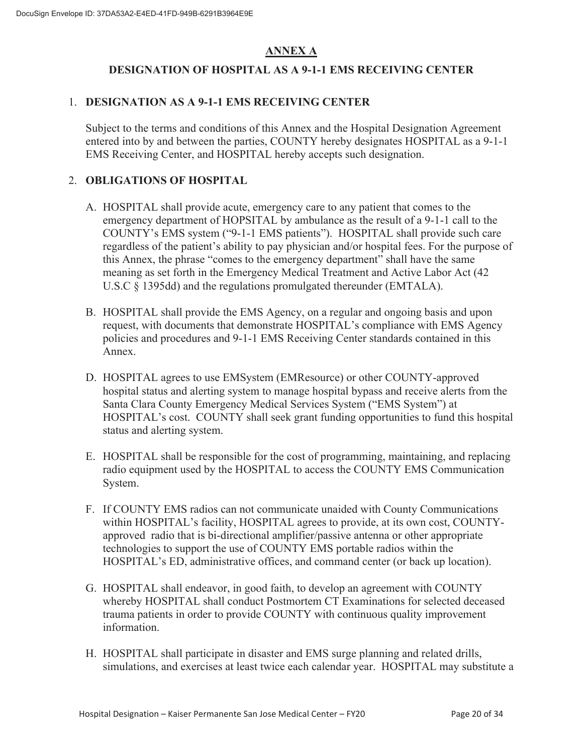## ANNEX A

## DESIGNATION OF HOSPITAL AS A 9-1-1 EMS RECEIVING CENTER

1. **DESIGNATION AS A 9-1-1 EMS RECEIVING CENTER**

   Subject to the terms and conditions of this Annex and the Hospital Designation Agreement entered into by and between the parties, COUNTY hereby designates HOSPITAL as a 9-1-1 EMS Receiving Center, and HOSPITAL hereby accepts such designation.

2. **OBLIGATIONS OF HOSPITAL**

   A. HOSPITAL shall provide acute, emergency care to any patient that comes to the emergency department of HOPSITAL by ambulance as the result of a 9-1-1 call to the COUNTY's EMS system ("9-1-1 EMS patients"). HOSPITAL shall provide such care regardless of the patient's ability to pay physician and/or hospital fees. For the purpose of this Annex, the phrase "comes to the emergency department" shall have the same meaning as set forth in the Emergency Medical Treatment and Active Labor Act (42 U.S.C § 1395dd) and the regulations promulgated thereunder (EMTALA).

   B. HOSPITAL shall provide the EMS Agency, on a regular and ongoing basis and upon request, with documents that demonstrate HOSPITAL's compliance with EMS Agency policies and procedures and 9-1-1 EMS Receiving Center standards contained in this Annex.

   D. HOSPITAL agrees to use EMSystem (EMResource) or other COUNTY-approved hospital status and alerting system to manage hospital bypass and receive alerts from the Santa Clara County Emergency Medical Services System ("EMS System") at HOSPITAL's cost. COUNTY shall seek grant funding opportunities to fund this hospital status and alerting system.

   E. HOSPITAL shall be responsible for the cost of programming, maintaining, and replacing radio equipment used by the HOSPITAL to access the COUNTY EMS Communication System.

   F. If COUNTY EMS radios can not communicate unaided with County Communications within HOSPITAL's facility, HOSPITAL agrees to provide, at its own cost, COUNTY-approved radio that is bi-directional amplifier/passive antenna or other appropriate technologies to support the use of COUNTY EMS portable radios within the HOSPITAL's ED, administrative offices, and command center (or back up location).

   G. HOSPITAL shall endeavor, in good faith, to develop an agreement with COUNTY whereby HOSPITAL shall conduct Postmortem CT Examinations for selected deceased trauma patients in order to provide COUNTY with continuous quality improvement information.

   H. HOSPITAL shall participate in disaster and EMS surge planning and related drills, simulations, and exercises at least twice each calendar year. HOSPITAL may substitute a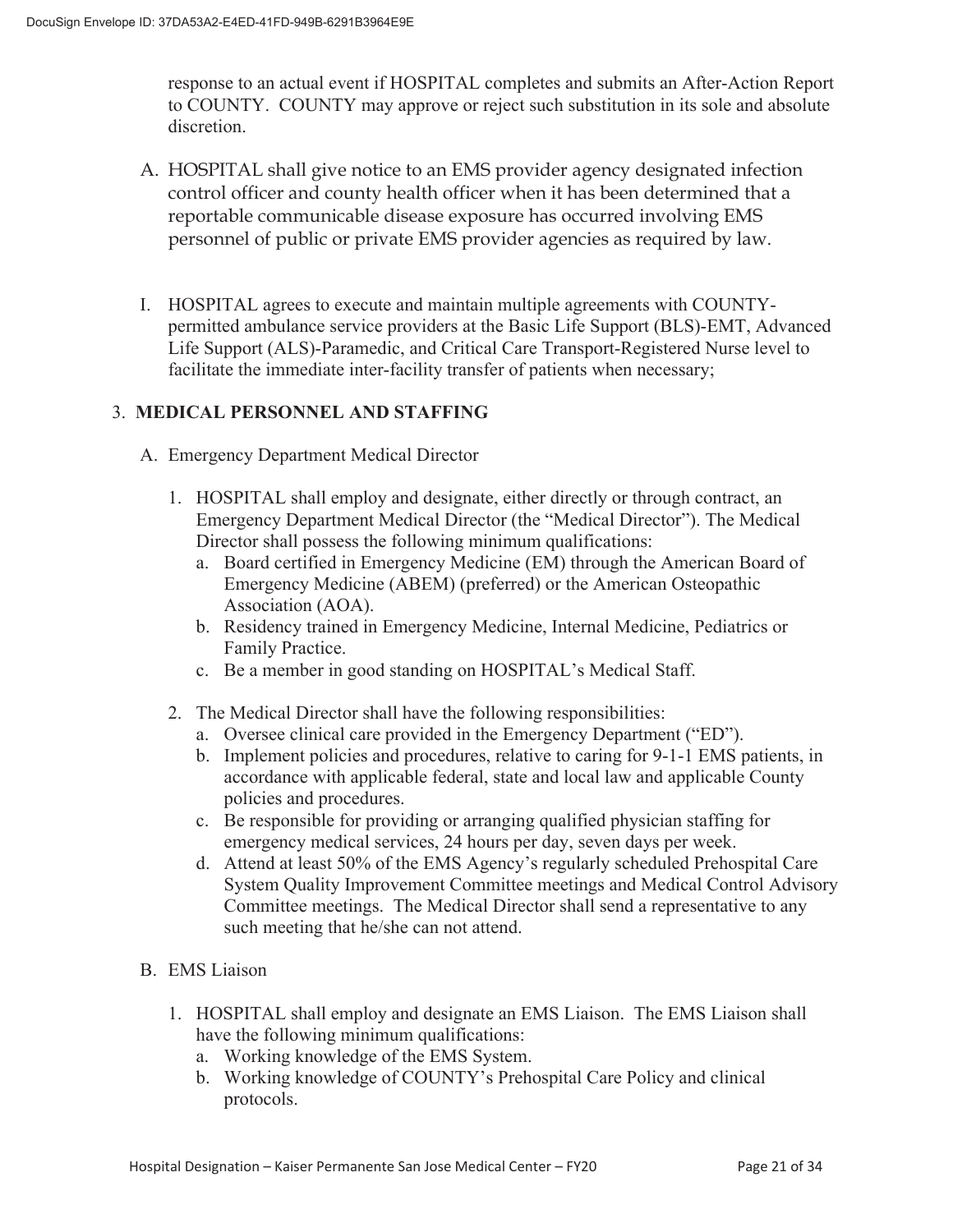response to an actual event if HOSPITAL completes and submits an After-Action Report to COUNTY. COUNTY may approve or reject such substitution in its sole and absolute discretion.

A. HOSPITAL shall give notice to an EMS provider agency designated infection control officer and county health officer when it has been determined that a reportable communicable disease exposure has occurred involving EMS personnel of public or private EMS provider agencies as required by law.

I. HOSPITAL agrees to execute and maintain multiple agreements with COUNTY-permitted ambulance service providers at the Basic Life Support (BLS)-EMT, Advanced Life Support (ALS)-Paramedic, and Critical Care Transport-Registered Nurse level to facilitate the immediate inter-facility transfer of patients when necessary;

3. **MEDICAL PERSONNEL AND STAFFING**

A. Emergency Department Medical Director

1. HOSPITAL shall employ and designate, either directly or through contract, an Emergency Department Medical Director (the "Medical Director"). The Medical Director shall possess the following minimum qualifications:
   a. Board certified in Emergency Medicine (EM) through the American Board of Emergency Medicine (ABEM) (preferred) or the American Osteopathic Association (AOA).
   b. Residency trained in Emergency Medicine, Internal Medicine, Pediatrics or Family Practice.
   c. Be a member in good standing on HOSPITAL's Medical Staff.

2. The Medical Director shall have the following responsibilities:
   a. Oversee clinical care provided in the Emergency Department ("ED").
   b. Implement policies and procedures, relative to caring for 9-1-1 EMS patients, in accordance with applicable federal, state and local law and applicable County policies and procedures.
   c. Be responsible for providing or arranging qualified physician staffing for emergency medical services, 24 hours per day, seven days per week.
   d. Attend at least 50% of the EMS Agency's regularly scheduled Prehospital Care System Quality Improvement Committee meetings and Medical Control Advisory Committee meetings. The Medical Director shall send a representative to any such meeting that he/she can not attend.

B. EMS Liaison

1. HOSPITAL shall employ and designate an EMS Liaison. The EMS Liaison shall have the following minimum qualifications:
   a. Working knowledge of the EMS System.
   b. Working knowledge of COUNTY's Prehospital Care Policy and clinical protocols.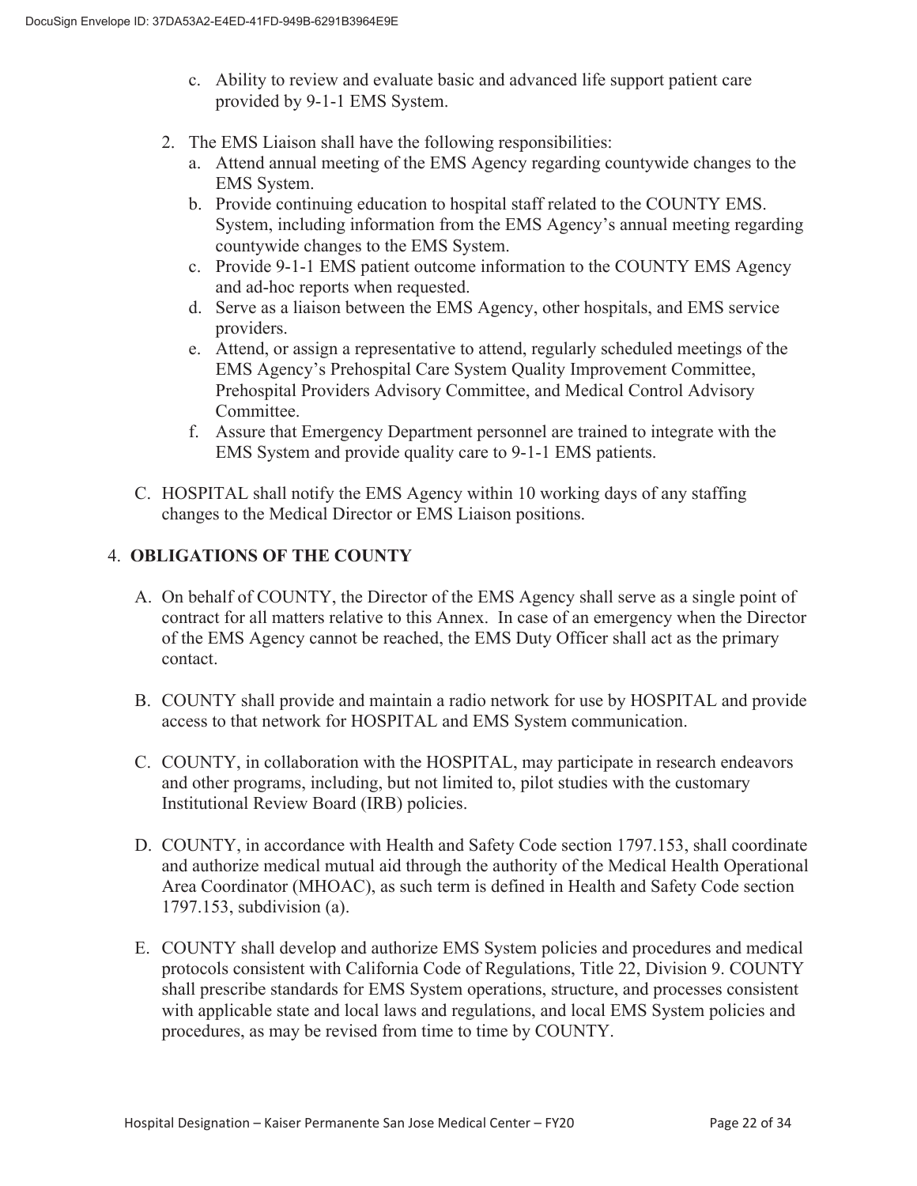c. Ability to review and evaluate basic and advanced life support patient care provided by 9-1-1 EMS System.

2. The EMS Liaison shall have the following responsibilities:
   a. Attend annual meeting of the EMS Agency regarding countywide changes to the EMS System.
   b. Provide continuing education to hospital staff related to the COUNTY EMS. System, including information from the EMS Agency's annual meeting regarding countywide changes to the EMS System.
   c. Provide 9-1-1 EMS patient outcome information to the COUNTY EMS Agency and ad-hoc reports when requested.
   d. Serve as a liaison between the EMS Agency, other hospitals, and EMS service providers.
   e. Attend, or assign a representative to attend, regularly scheduled meetings of the EMS Agency's Prehospital Care System Quality Improvement Committee, Prehospital Providers Advisory Committee, and Medical Control Advisory Committee.
   f. Assure that Emergency Department personnel are trained to integrate with the EMS System and provide quality care to 9-1-1 EMS patients.

C. HOSPITAL shall notify the EMS Agency within 10 working days of any staffing changes to the Medical Director or EMS Liaison positions.

4. **OBLIGATIONS OF THE COUNTY**

A. On behalf of COUNTY, the Director of the EMS Agency shall serve as a single point of contract for all matters relative to this Annex. In case of an emergency when the Director of the EMS Agency cannot be reached, the EMS Duty Officer shall act as the primary contact.

B. COUNTY shall provide and maintain a radio network for use by HOSPITAL and provide access to that network for HOSPITAL and EMS System communication.

C. COUNTY, in collaboration with the HOSPITAL, may participate in research endeavors and other programs, including, but not limited to, pilot studies with the customary Institutional Review Board (IRB) policies.

D. COUNTY, in accordance with Health and Safety Code section 1797.153, shall coordinate and authorize medical mutual aid through the authority of the Medical Health Operational Area Coordinator (MHOAC), as such term is defined in Health and Safety Code section 1797.153, subdivision (a).

E. COUNTY shall develop and authorize EMS System policies and procedures and medical protocols consistent with California Code of Regulations, Title 22, Division 9. COUNTY shall prescribe standards for EMS System operations, structure, and processes consistent with applicable state and local laws and regulations, and local EMS System policies and procedures, as may be revised from time to time by COUNTY.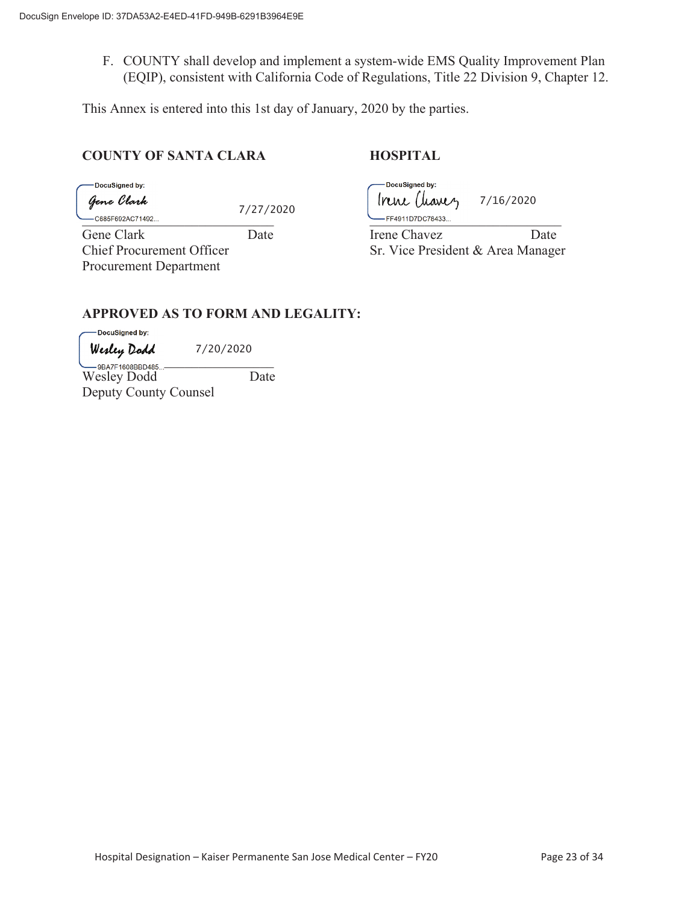F. COUNTY shall develop and implement a system-wide EMS Quality Improvement Plan (EQIP), consistent with California Code of Regulations, Title 22 Division 9, Chapter 12.

This Annex is entered into this 1st day of January, 2020 by the parties.

**COUNTY OF SANTA CLARA**

DocuSigned by: Gene Clark — 7/27/2020
C685F692AC71492...

Gene Clark — Date
Chief Procurement Officer
Procurement Department

**HOSPITAL**

DocuSigned by: Irene Chavez — 7/16/2020
FF4911D7DC78433...

Irene Chavez — Date
Sr. Vice President & Area Manager

**APPROVED AS TO FORM AND LEGALITY:**

DocuSigned by: Wesley Dodd — 7/20/2020
9BA7F1608BBD485...

Wesley Dodd — Date
Deputy County Counsel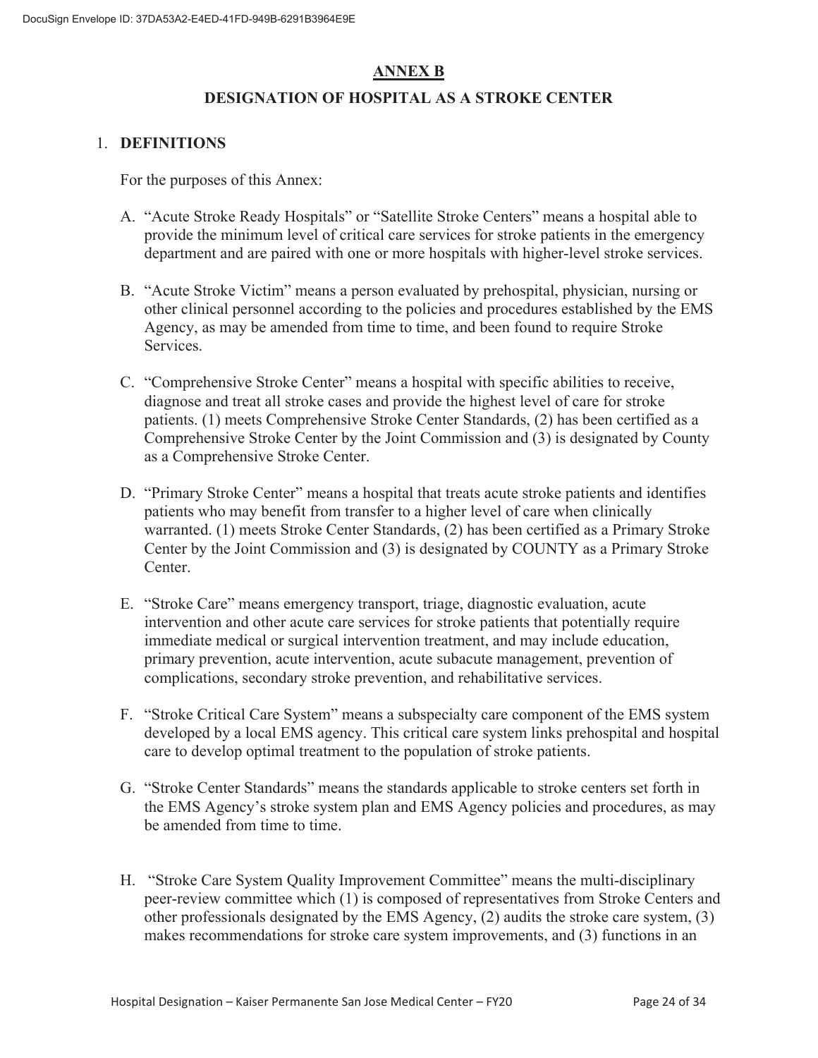# ANNEX B

## DESIGNATION OF HOSPITAL AS A STROKE CENTER

1. **DEFINITIONS**

   For the purposes of this Annex:

   A. "Acute Stroke Ready Hospitals" or "Satellite Stroke Centers" means a hospital able to provide the minimum level of critical care services for stroke patients in the emergency department and are paired with one or more hospitals with higher-level stroke services.

   B. "Acute Stroke Victim" means a person evaluated by prehospital, physician, nursing or other clinical personnel according to the policies and procedures established by the EMS Agency, as may be amended from time to time, and been found to require Stroke Services.

   C. "Comprehensive Stroke Center" means a hospital with specific abilities to receive, diagnose and treat all stroke cases and provide the highest level of care for stroke patients. (1) meets Comprehensive Stroke Center Standards, (2) has been certified as a Comprehensive Stroke Center by the Joint Commission and (3) is designated by County as a Comprehensive Stroke Center.

   D. "Primary Stroke Center" means a hospital that treats acute stroke patients and identifies patients who may benefit from transfer to a higher level of care when clinically warranted. (1) meets Stroke Center Standards, (2) has been certified as a Primary Stroke Center by the Joint Commission and (3) is designated by COUNTY as a Primary Stroke Center.

   E. "Stroke Care" means emergency transport, triage, diagnostic evaluation, acute intervention and other acute care services for stroke patients that potentially require immediate medical or surgical intervention treatment, and may include education, primary prevention, acute intervention, acute subacute management, prevention of complications, secondary stroke prevention, and rehabilitative services.

   F. "Stroke Critical Care System" means a subspecialty care component of the EMS system developed by a local EMS agency. This critical care system links prehospital and hospital care to develop optimal treatment to the population of stroke patients.

   G. "Stroke Center Standards" means the standards applicable to stroke centers set forth in the EMS Agency's stroke system plan and EMS Agency policies and procedures, as may be amended from time to time.

   H. "Stroke Care System Quality Improvement Committee" means the multi-disciplinary peer-review committee which (1) is composed of representatives from Stroke Centers and other professionals designated by the EMS Agency, (2) audits the stroke care system, (3) makes recommendations for stroke care system improvements, and (3) functions in an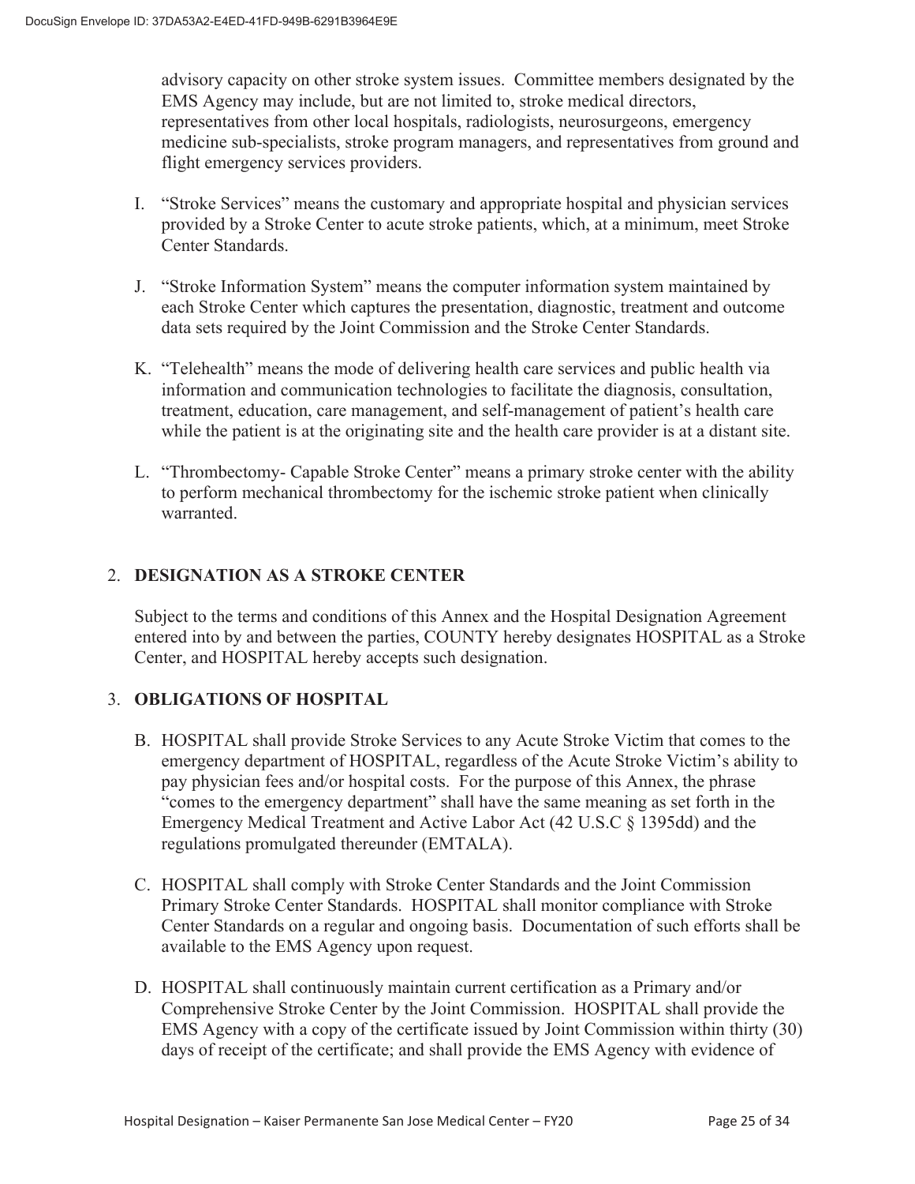advisory capacity on other stroke system issues. Committee members designated by the EMS Agency may include, but are not limited to, stroke medical directors, representatives from other local hospitals, radiologists, neurosurgeons, emergency medicine sub-specialists, stroke program managers, and representatives from ground and flight emergency services providers.

I. "Stroke Services" means the customary and appropriate hospital and physician services provided by a Stroke Center to acute stroke patients, which, at a minimum, meet Stroke Center Standards.

J. "Stroke Information System" means the computer information system maintained by each Stroke Center which captures the presentation, diagnostic, treatment and outcome data sets required by the Joint Commission and the Stroke Center Standards.

K. "Telehealth" means the mode of delivering health care services and public health via information and communication technologies to facilitate the diagnosis, consultation, treatment, education, care management, and self-management of patient's health care while the patient is at the originating site and the health care provider is at a distant site.

L. "Thrombectomy- Capable Stroke Center" means a primary stroke center with the ability to perform mechanical thrombectomy for the ischemic stroke patient when clinically warranted.

2. **DESIGNATION AS A STROKE CENTER**

Subject to the terms and conditions of this Annex and the Hospital Designation Agreement entered into by and between the parties, COUNTY hereby designates HOSPITAL as a Stroke Center, and HOSPITAL hereby accepts such designation.

3. **OBLIGATIONS OF HOSPITAL**

B. HOSPITAL shall provide Stroke Services to any Acute Stroke Victim that comes to the emergency department of HOSPITAL, regardless of the Acute Stroke Victim's ability to pay physician fees and/or hospital costs. For the purpose of this Annex, the phrase "comes to the emergency department" shall have the same meaning as set forth in the Emergency Medical Treatment and Active Labor Act (42 U.S.C § 1395dd) and the regulations promulgated thereunder (EMTALA).

C. HOSPITAL shall comply with Stroke Center Standards and the Joint Commission Primary Stroke Center Standards. HOSPITAL shall monitor compliance with Stroke Center Standards on a regular and ongoing basis. Documentation of such efforts shall be available to the EMS Agency upon request.

D. HOSPITAL shall continuously maintain current certification as a Primary and/or Comprehensive Stroke Center by the Joint Commission. HOSPITAL shall provide the EMS Agency with a copy of the certificate issued by Joint Commission within thirty (30) days of receipt of the certificate; and shall provide the EMS Agency with evidence of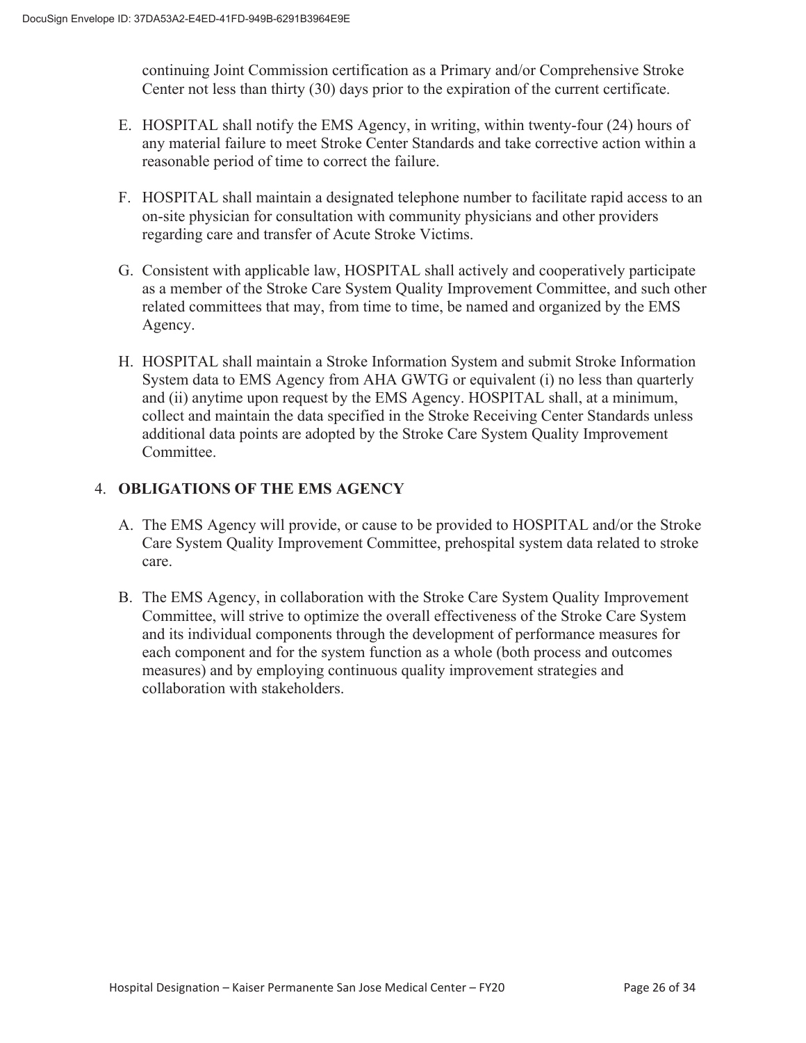continuing Joint Commission certification as a Primary and/or Comprehensive Stroke Center not less than thirty (30) days prior to the expiration of the current certificate.

E. HOSPITAL shall notify the EMS Agency, in writing, within twenty-four (24) hours of any material failure to meet Stroke Center Standards and take corrective action within a reasonable period of time to correct the failure.

F. HOSPITAL shall maintain a designated telephone number to facilitate rapid access to an on-site physician for consultation with community physicians and other providers regarding care and transfer of Acute Stroke Victims.

G. Consistent with applicable law, HOSPITAL shall actively and cooperatively participate as a member of the Stroke Care System Quality Improvement Committee, and such other related committees that may, from time to time, be named and organized by the EMS Agency.

H. HOSPITAL shall maintain a Stroke Information System and submit Stroke Information System data to EMS Agency from AHA GWTG or equivalent (i) no less than quarterly and (ii) anytime upon request by the EMS Agency. HOSPITAL shall, at a minimum, collect and maintain the data specified in the Stroke Receiving Center Standards unless additional data points are adopted by the Stroke Care System Quality Improvement Committee.

4. **OBLIGATIONS OF THE EMS AGENCY**

A. The EMS Agency will provide, or cause to be provided to HOSPITAL and/or the Stroke Care System Quality Improvement Committee, prehospital system data related to stroke care.

B. The EMS Agency, in collaboration with the Stroke Care System Quality Improvement Committee, will strive to optimize the overall effectiveness of the Stroke Care System and its individual components through the development of performance measures for each component and for the system function as a whole (both process and outcomes measures) and by employing continuous quality improvement strategies and collaboration with stakeholders.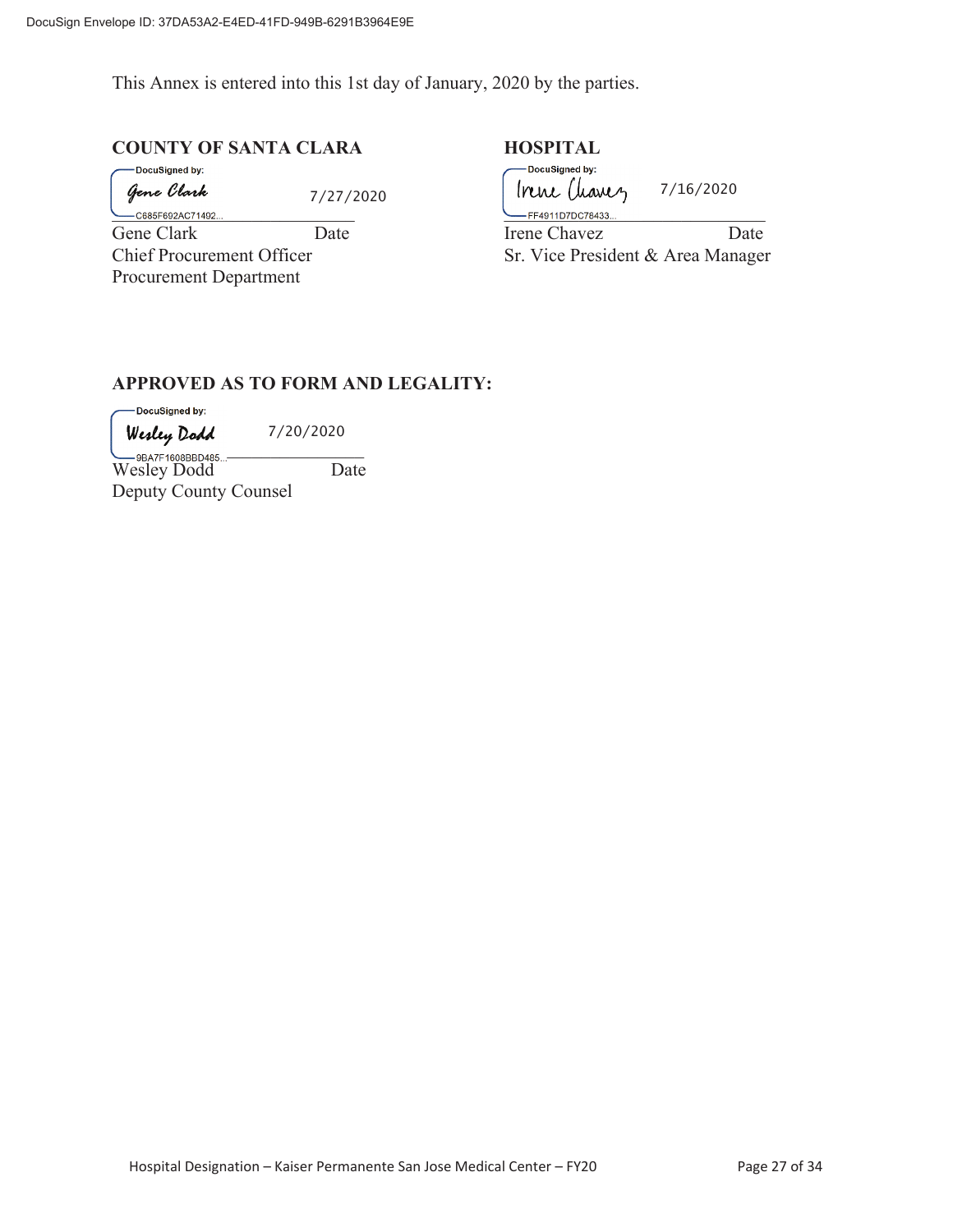This Annex is entered into this 1st day of January, 2020 by the parties.

**COUNTY OF SANTA CLARA**

DocuSigned by:
Gene Clark 7/27/2020
C685F692AC71492...

Gene Clark Date
Chief Procurement Officer
Procurement Department

**HOSPITAL**

DocuSigned by:
Irene Chavez 7/16/2020
FF4911D7DC78433...

Irene Chavez Date
Sr. Vice President & Area Manager

**APPROVED AS TO FORM AND LEGALITY:**

DocuSigned by:
Wesley Dodd 7/20/2020
9BA7F1608BBD485...

Wesley Dodd Date
Deputy County Counsel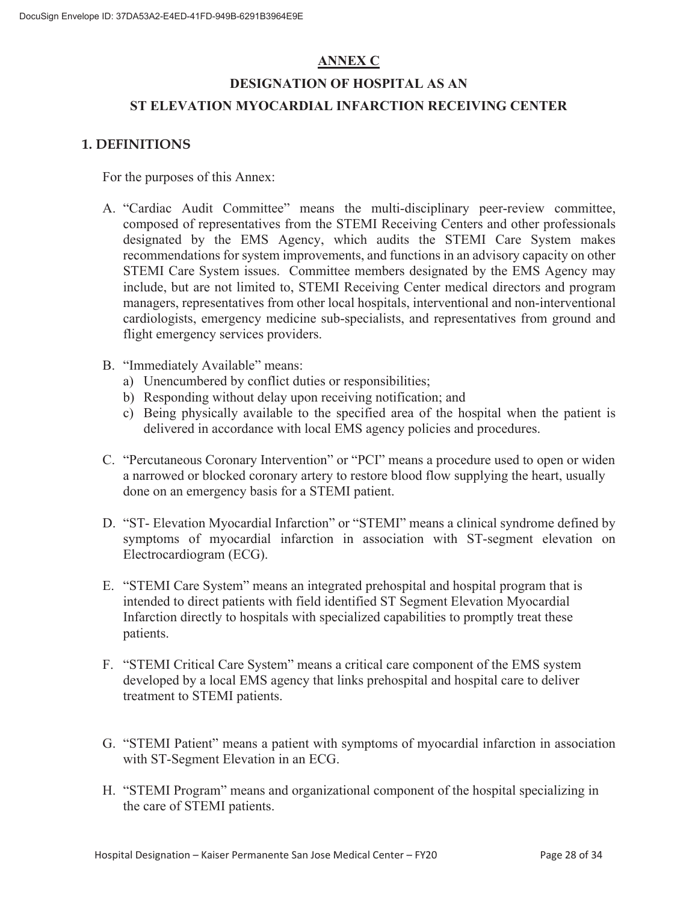## ANNEX C

## DESIGNATION OF HOSPITAL AS AN ST ELEVATION MYOCARDIAL INFARCTION RECEIVING CENTER

### 1. DEFINITIONS

For the purposes of this Annex:

A. "Cardiac Audit Committee" means the multi-disciplinary peer-review committee, composed of representatives from the STEMI Receiving Centers and other professionals designated by the EMS Agency, which audits the STEMI Care System makes recommendations for system improvements, and functions in an advisory capacity on other STEMI Care System issues. Committee members designated by the EMS Agency may include, but are not limited to, STEMI Receiving Center medical directors and program managers, representatives from other local hospitals, interventional and non-interventional cardiologists, emergency medicine sub-specialists, and representatives from ground and flight emergency services providers.

B. "Immediately Available" means:
   a) Unencumbered by conflict duties or responsibilities;
   b) Responding without delay upon receiving notification; and
   c) Being physically available to the specified area of the hospital when the patient is delivered in accordance with local EMS agency policies and procedures.

C. "Percutaneous Coronary Intervention" or "PCI" means a procedure used to open or widen a narrowed or blocked coronary artery to restore blood flow supplying the heart, usually done on an emergency basis for a STEMI patient.

D. "ST- Elevation Myocardial Infarction" or "STEMI" means a clinical syndrome defined by symptoms of myocardial infarction in association with ST-segment elevation on Electrocardiogram (ECG).

E. "STEMI Care System" means an integrated prehospital and hospital program that is intended to direct patients with field identified ST Segment Elevation Myocardial Infarction directly to hospitals with specialized capabilities to promptly treat these patients.

F. "STEMI Critical Care System" means a critical care component of the EMS system developed by a local EMS agency that links prehospital and hospital care to deliver treatment to STEMI patients.

G. "STEMI Patient" means a patient with symptoms of myocardial infarction in association with ST-Segment Elevation in an ECG.

H. "STEMI Program" means and organizational component of the hospital specializing in the care of STEMI patients.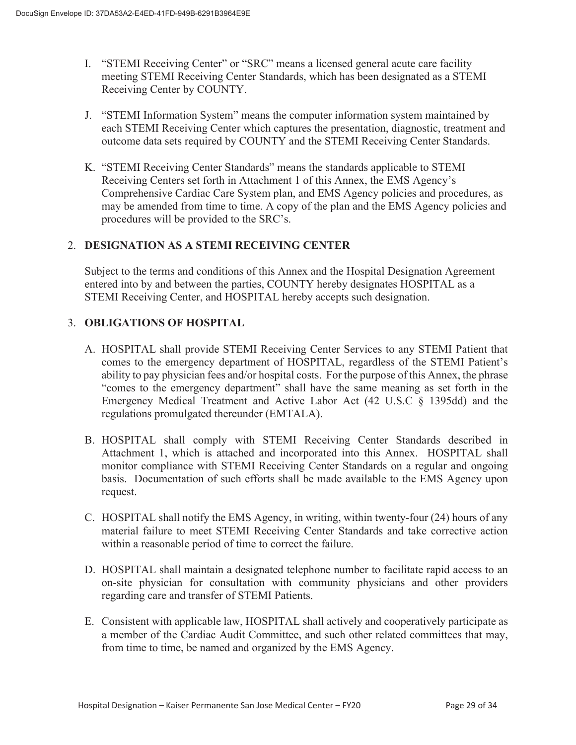I. "STEMI Receiving Center" or "SRC" means a licensed general acute care facility meeting STEMI Receiving Center Standards, which has been designated as a STEMI Receiving Center by COUNTY.

J. "STEMI Information System" means the computer information system maintained by each STEMI Receiving Center which captures the presentation, diagnostic, treatment and outcome data sets required by COUNTY and the STEMI Receiving Center Standards.

K. "STEMI Receiving Center Standards" means the standards applicable to STEMI Receiving Centers set forth in Attachment 1 of this Annex, the EMS Agency's Comprehensive Cardiac Care System plan, and EMS Agency policies and procedures, as may be amended from time to time. A copy of the plan and the EMS Agency policies and procedures will be provided to the SRC's.

## 2. DESIGNATION AS A STEMI RECEIVING CENTER

Subject to the terms and conditions of this Annex and the Hospital Designation Agreement entered into by and between the parties, COUNTY hereby designates HOSPITAL as a STEMI Receiving Center, and HOSPITAL hereby accepts such designation.

## 3. OBLIGATIONS OF HOSPITAL

A. HOSPITAL shall provide STEMI Receiving Center Services to any STEMI Patient that comes to the emergency department of HOSPITAL, regardless of the STEMI Patient's ability to pay physician fees and/or hospital costs. For the purpose of this Annex, the phrase "comes to the emergency department" shall have the same meaning as set forth in the Emergency Medical Treatment and Active Labor Act (42 U.S.C § 1395dd) and the regulations promulgated thereunder (EMTALA).

B. HOSPITAL shall comply with STEMI Receiving Center Standards described in Attachment 1, which is attached and incorporated into this Annex. HOSPITAL shall monitor compliance with STEMI Receiving Center Standards on a regular and ongoing basis. Documentation of such efforts shall be made available to the EMS Agency upon request.

C. HOSPITAL shall notify the EMS Agency, in writing, within twenty-four (24) hours of any material failure to meet STEMI Receiving Center Standards and take corrective action within a reasonable period of time to correct the failure.

D. HOSPITAL shall maintain a designated telephone number to facilitate rapid access to an on-site physician for consultation with community physicians and other providers regarding care and transfer of STEMI Patients.

E. Consistent with applicable law, HOSPITAL shall actively and cooperatively participate as a member of the Cardiac Audit Committee, and such other related committees that may, from time to time, be named and organized by the EMS Agency.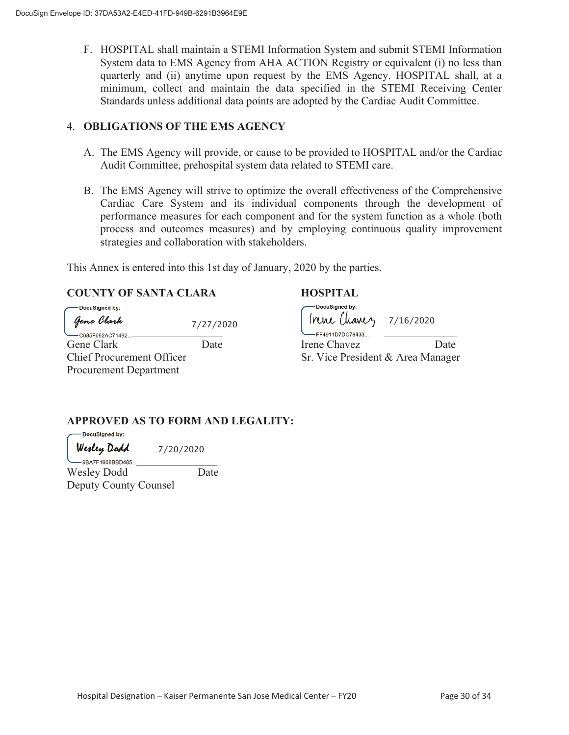F. HOSPITAL shall maintain a STEMI Information System and submit STEMI Information System data to EMS Agency from AHA ACTION Registry or equivalent (i) no less than quarterly and (ii) anytime upon request by the EMS Agency. HOSPITAL shall, at a minimum, collect and maintain the data specified in the STEMI Receiving Center Standards unless additional data points are adopted by the Cardiac Audit Committee.

4. **OBLIGATIONS OF THE EMS AGENCY**

   A. The EMS Agency will provide, or cause to be provided to HOSPITAL and/or the Cardiac Audit Committee, prehospital system data related to STEMI care.

   B. The EMS Agency will strive to optimize the overall effectiveness of the Comprehensive Cardiac Care System and its individual components through the development of performance measures for each component and for the system function as a whole (both process and outcomes measures) and by employing continuous quality improvement strategies and collaboration with stakeholders.

This Annex is entered into this 1st day of January, 2020 by the parties.

**COUNTY OF SANTA CLARA**

DocuSigned by: Gene Clark 7/27/2020
C685F692AC71492...

Gene Clark Date
Chief Procurement Officer
Procurement Department

**HOSPITAL**

DocuSigned by: Irene Chavez 7/16/2020
FF4911D7DC78433...

Irene Chavez Date
Sr. Vice President & Area Manager

**APPROVED AS TO FORM AND LEGALITY:**

DocuSigned by: Wesley Dodd 7/20/2020
9BA7F1608BBD485...

Wesley Dodd Date
Deputy County Counsel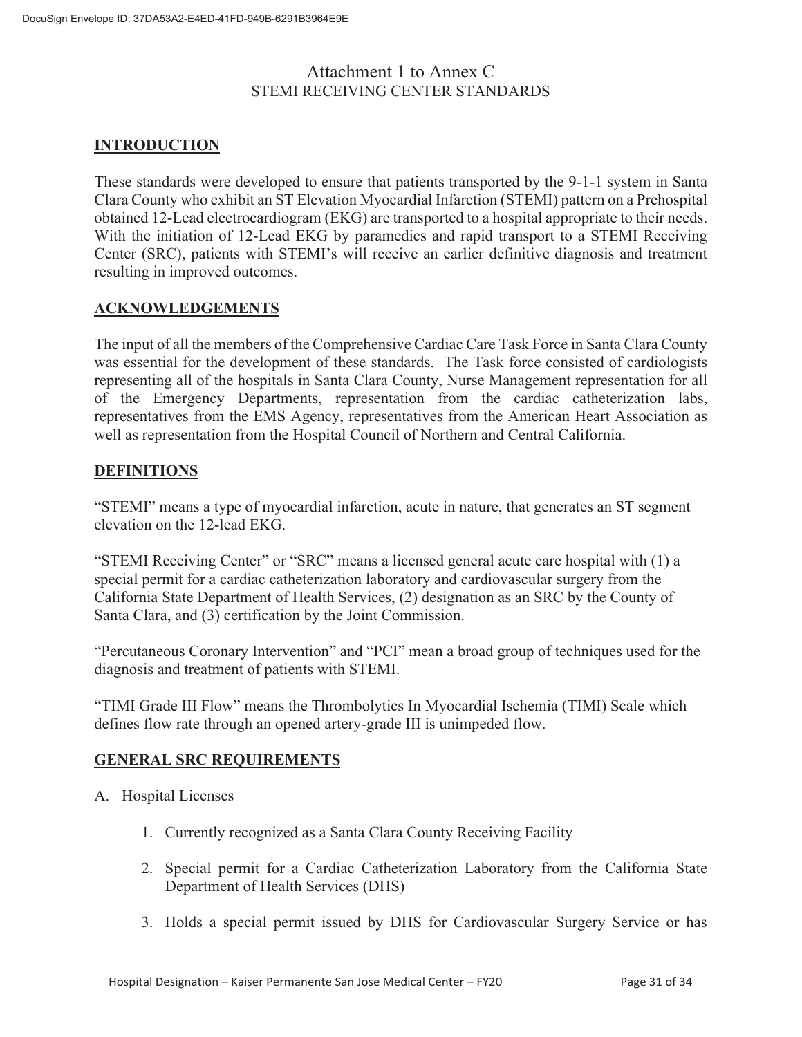# Attachment 1 to Annex C

STEMI RECEIVING CENTER STANDARDS

## INTRODUCTION

These standards were developed to ensure that patients transported by the 9-1-1 system in Santa Clara County who exhibit an ST Elevation Myocardial Infarction (STEMI) pattern on a Prehospital obtained 12-Lead electrocardiogram (EKG) are transported to a hospital appropriate to their needs. With the initiation of 12-Lead EKG by paramedics and rapid transport to a STEMI Receiving Center (SRC), patients with STEMI's will receive an earlier definitive diagnosis and treatment resulting in improved outcomes.

## ACKNOWLEDGEMENTS

The input of all the members of the Comprehensive Cardiac Care Task Force in Santa Clara County was essential for the development of these standards. The Task force consisted of cardiologists representing all of the hospitals in Santa Clara County, Nurse Management representation for all of the Emergency Departments, representation from the cardiac catheterization labs, representatives from the EMS Agency, representatives from the American Heart Association as well as representation from the Hospital Council of Northern and Central California.

## DEFINITIONS

"STEMI" means a type of myocardial infarction, acute in nature, that generates an ST segment elevation on the 12-lead EKG.

"STEMI Receiving Center" or "SRC" means a licensed general acute care hospital with (1) a special permit for a cardiac catheterization laboratory and cardiovascular surgery from the California State Department of Health Services, (2) designation as an SRC by the County of Santa Clara, and (3) certification by the Joint Commission.

"Percutaneous Coronary Intervention" and "PCI" mean a broad group of techniques used for the diagnosis and treatment of patients with STEMI.

"TIMI Grade III Flow" means the Thrombolytics In Myocardial Ischemia (TIMI) Scale which defines flow rate through an opened artery-grade III is unimpeded flow.

## GENERAL SRC REQUIREMENTS

A. Hospital Licenses

1. Currently recognized as a Santa Clara County Receiving Facility
2. Special permit for a Cardiac Catheterization Laboratory from the California State Department of Health Services (DHS)
3. Holds a special permit issued by DHS for Cardiovascular Surgery Service or has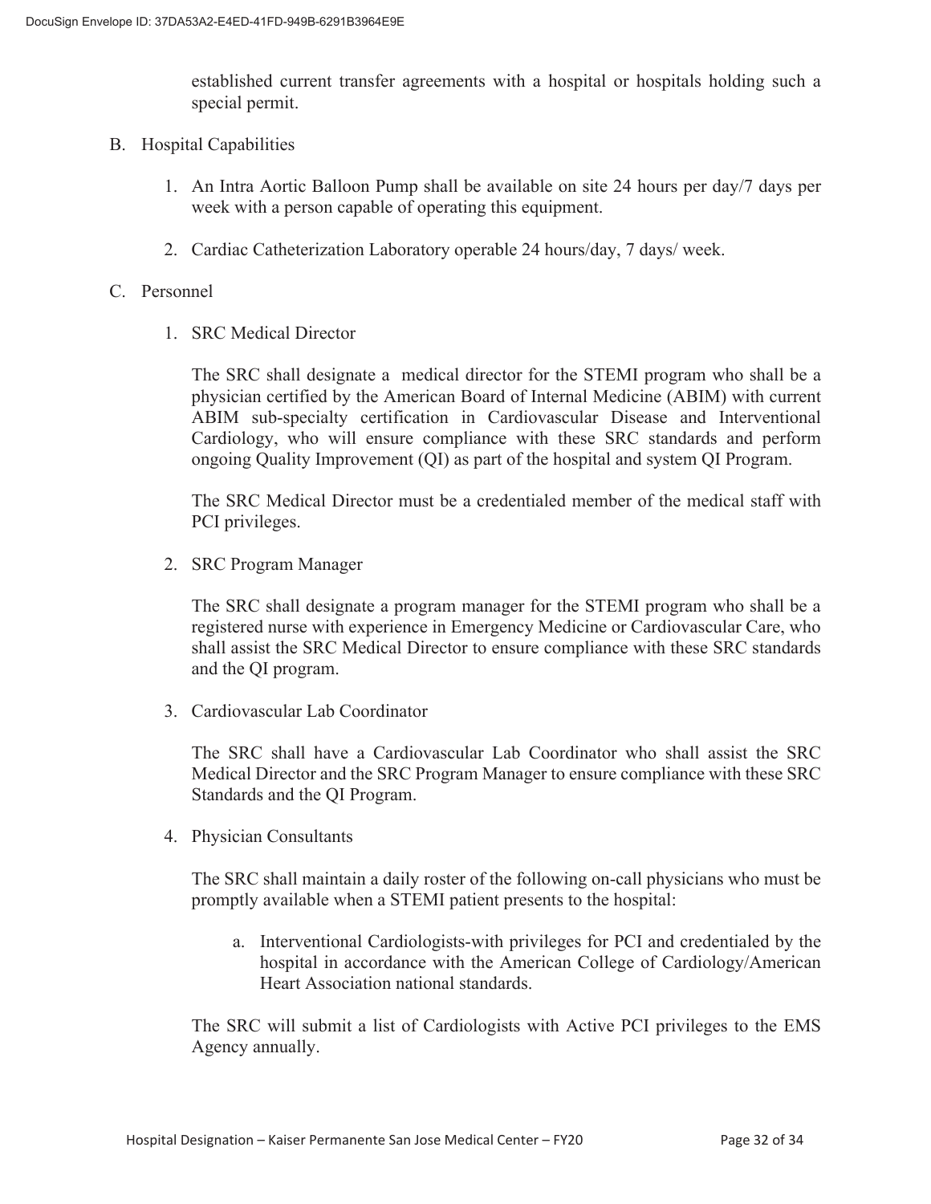established current transfer agreements with a hospital or hospitals holding such a special permit.

B. Hospital Capabilities

   1. An Intra Aortic Balloon Pump shall be available on site 24 hours per day/7 days per week with a person capable of operating this equipment.

   2. Cardiac Catheterization Laboratory operable 24 hours/day, 7 days/ week.

C. Personnel

   1. SRC Medical Director

      The SRC shall designate a medical director for the STEMI program who shall be a physician certified by the American Board of Internal Medicine (ABIM) with current ABIM sub-specialty certification in Cardiovascular Disease and Interventional Cardiology, who will ensure compliance with these SRC standards and perform ongoing Quality Improvement (QI) as part of the hospital and system QI Program.

      The SRC Medical Director must be a credentialed member of the medical staff with PCI privileges.

   2. SRC Program Manager

      The SRC shall designate a program manager for the STEMI program who shall be a registered nurse with experience in Emergency Medicine or Cardiovascular Care, who shall assist the SRC Medical Director to ensure compliance with these SRC standards and the QI program.

   3. Cardiovascular Lab Coordinator

      The SRC shall have a Cardiovascular Lab Coordinator who shall assist the SRC Medical Director and the SRC Program Manager to ensure compliance with these SRC Standards and the QI Program.

   4. Physician Consultants

      The SRC shall maintain a daily roster of the following on-call physicians who must be promptly available when a STEMI patient presents to the hospital:

      a. Interventional Cardiologists-with privileges for PCI and credentialed by the hospital in accordance with the American College of Cardiology/American Heart Association national standards.

      The SRC will submit a list of Cardiologists with Active PCI privileges to the EMS Agency annually.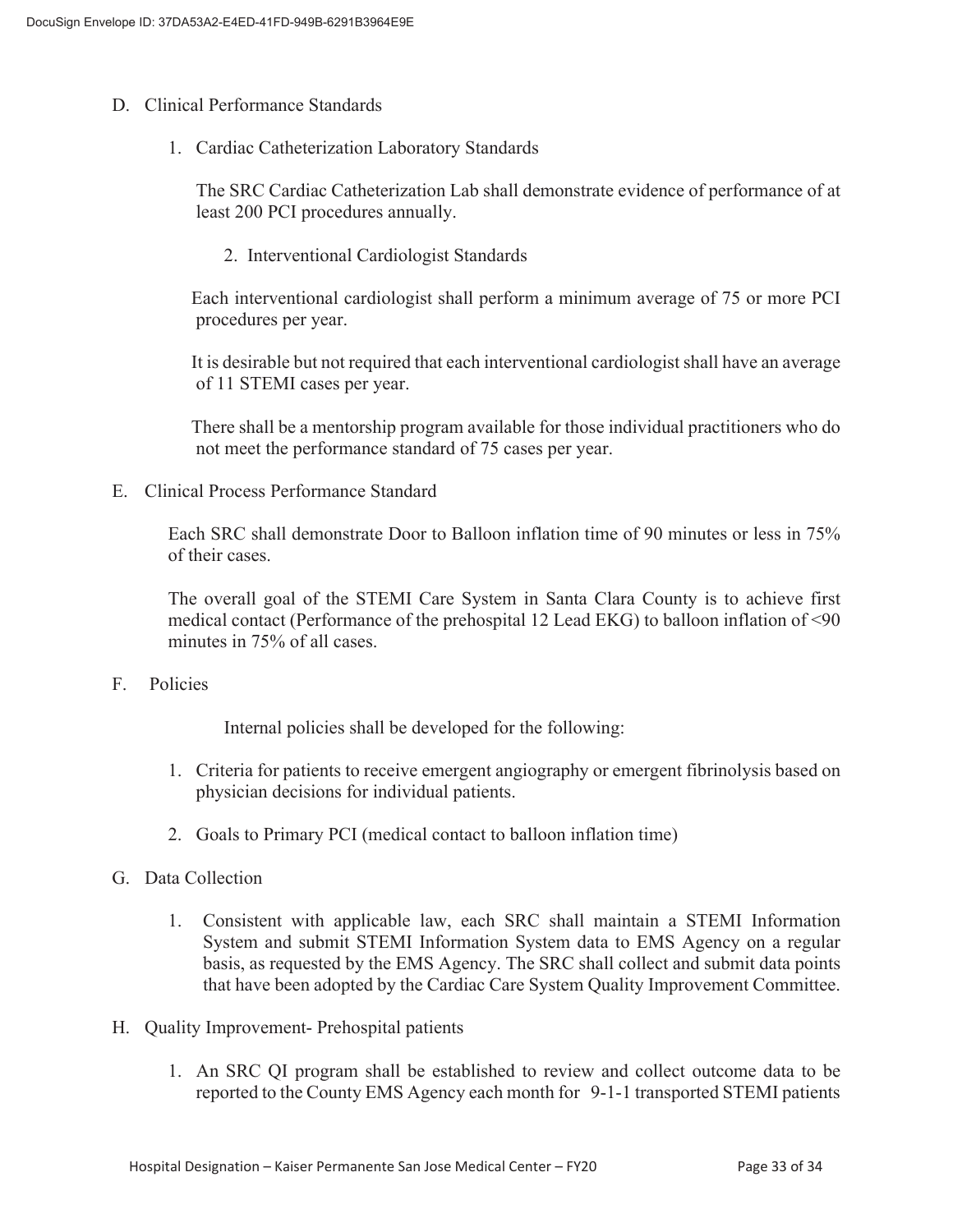D. Clinical Performance Standards

1. Cardiac Catheterization Laboratory Standards

   The SRC Cardiac Catheterization Lab shall demonstrate evidence of performance of at least 200 PCI procedures annually.

2. Interventional Cardiologist Standards

   Each interventional cardiologist shall perform a minimum average of 75 or more PCI procedures per year.

   It is desirable but not required that each interventional cardiologist shall have an average of 11 STEMI cases per year.

   There shall be a mentorship program available for those individual practitioners who do not meet the performance standard of 75 cases per year.

E. Clinical Process Performance Standard

   Each SRC shall demonstrate Door to Balloon inflation time of 90 minutes or less in 75% of their cases.

   The overall goal of the STEMI Care System in Santa Clara County is to achieve first medical contact (Performance of the prehospital 12 Lead EKG) to balloon inflation of <90 minutes in 75% of all cases.

F. Policies

   Internal policies shall be developed for the following:

1. Criteria for patients to receive emergent angiography or emergent fibrinolysis based on physician decisions for individual patients.
2. Goals to Primary PCI (medical contact to balloon inflation time)

G. Data Collection

1. Consistent with applicable law, each SRC shall maintain a STEMI Information System and submit STEMI Information System data to EMS Agency on a regular basis, as requested by the EMS Agency. The SRC shall collect and submit data points that have been adopted by the Cardiac Care System Quality Improvement Committee.

H. Quality Improvement- Prehospital patients

1. An SRC QI program shall be established to review and collect outcome data to be reported to the County EMS Agency each month for 9-1-1 transported STEMI patients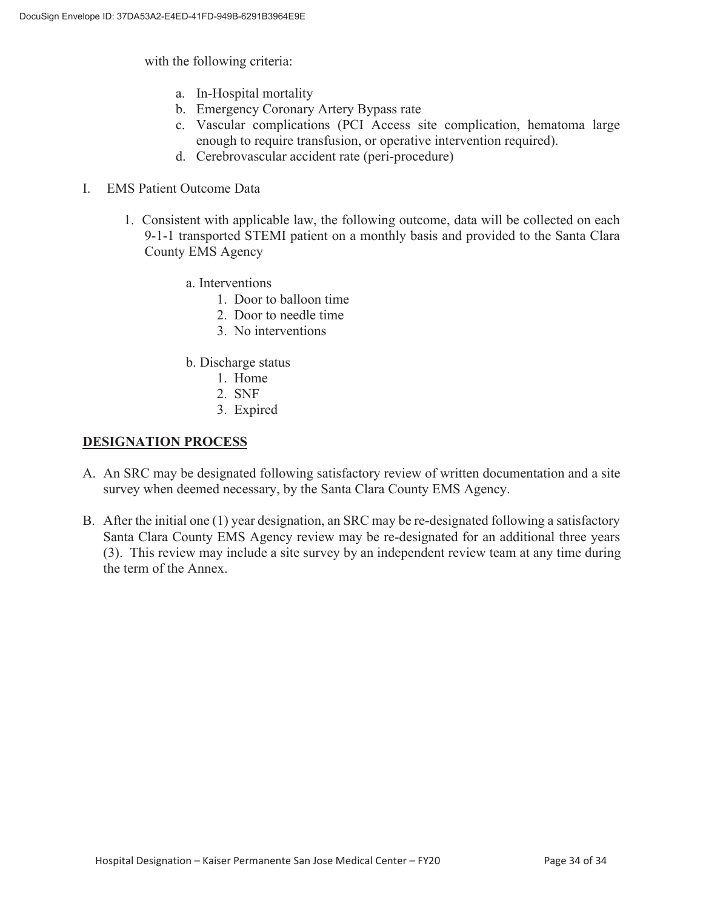with the following criteria:

a. In-Hospital mortality
b. Emergency Coronary Artery Bypass rate
c. Vascular complications (PCI Access site complication, hematoma large enough to require transfusion, or operative intervention required).
d. Cerebrovascular accident rate (peri-procedure)

I. EMS Patient Outcome Data

1. Consistent with applicable law, the following outcome, data will be collected on each 9-1-1 transported STEMI patient on a monthly basis and provided to the Santa Clara County EMS Agency

   a. Interventions
      1. Door to balloon time
      2. Door to needle time
      3. No interventions

   b. Discharge status
      1. Home
      2. SNF
      3. Expired

## DESIGNATION PROCESS

A. An SRC may be designated following satisfactory review of written documentation and a site survey when deemed necessary, by the Santa Clara County EMS Agency.

B. After the initial one (1) year designation, an SRC may be re-designated following a satisfactory Santa Clara County EMS Agency review may be re-designated for an additional three years (3). This review may include a site survey by an independent review team at any time during the term of the Annex.